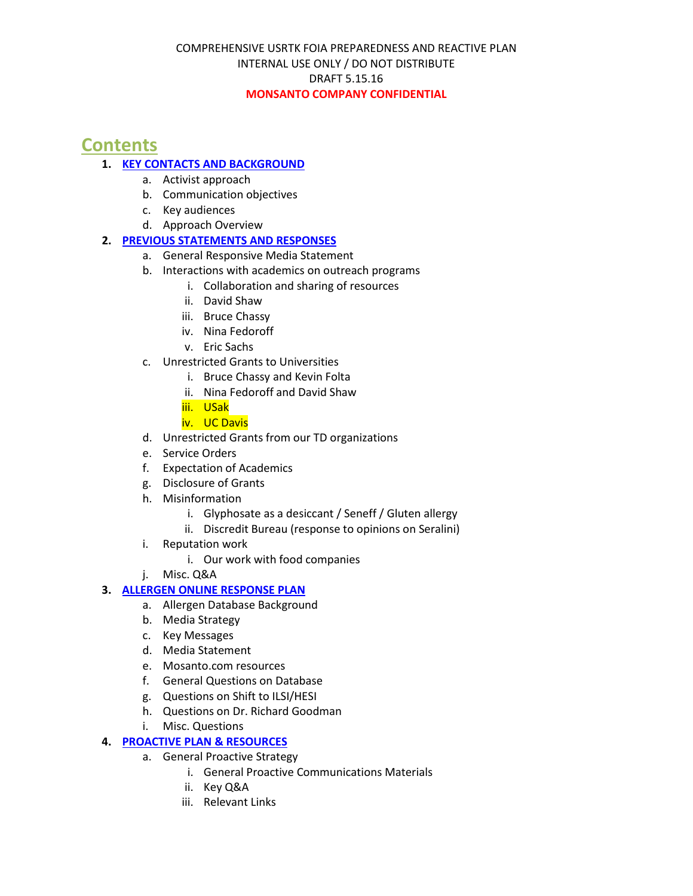COMPREHENSIVE USRTK FOIA PREPAREDNESS AND REACTIVE PLAN

INTERNAL USE ONLY / DO NOT DISTRIBUTE

DRAFT 5.15.16

**MONSANTO COMPANY CONFIDENTIAL**

# Contents

1. **KEY CONTACTS AND BACKGROUND**
   a. Activist approach
   b. Communication objectives
   c. Key audiences
   d. Approach Overview
2. **PREVIOUS STATEMENTS AND RESPONSES**
   a. General Responsive Media Statement
   b. Interactions with academics on outreach programs
      i. Collaboration and sharing of resources
      ii. David Shaw
      iii. Bruce Chassy
      iv. Nina Fedoroff
      v. Eric Sachs
   c. Unrestricted Grants to Universities
      i. Bruce Chassy and Kevin Folta
      ii. Nina Fedoroff and David Shaw
      iii. USak
      iv. UC Davis
   d. Unrestricted Grants from our TD organizations
   e. Service Orders
   f. Expectation of Academics
   g. Disclosure of Grants
   h. Misinformation
      i. Glyphosate as a desiccant / Seneff / Gluten allergy
      ii. Discredit Bureau (response to opinions on Seralini)
   i. Reputation work
      i. Our work with food companies
   j. Misc. Q&A
3. **ALLERGEN ONLINE RESPONSE PLAN**
   a. Allergen Database Background
   b. Media Strategy
   c. Key Messages
   d. Media Statement
   e. Mosanto.com resources
   f. General Questions on Database
   g. Questions on Shift to ILSI/HESI
   h. Questions on Dr. Richard Goodman
   i. Misc. Questions
4. **PROACTIVE PLAN & RESOURCES**
   a. General Proactive Strategy
      i. General Proactive Communications Materials
      ii. Key Q&A
      iii. Relevant Links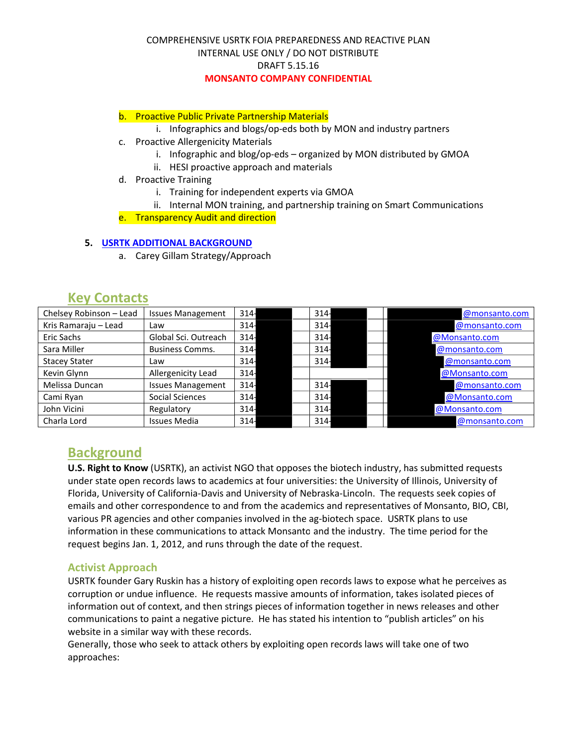COMPREHENSIVE USRTK FOIA PREPAREDNESS AND REACTIVE PLAN
INTERNAL USE ONLY / DO NOT DISTRIBUTE
DRAFT 5.15.16
**MONSANTO COMPANY CONFIDENTIAL**

b. Proactive Public Private Partnership Materials
    i. Infographics and blogs/op-eds both by MON and industry partners
c. Proactive Allergenicity Materials
    i. Infographic and blog/op-eds – organized by MON distributed by GMOA
    ii. HESI proactive approach and materials
d. Proactive Training
    i. Training for independent experts via GMOA
    ii. Internal MON training, and partnership training on Smart Communications
e. Transparency Audit and direction

**5. USRTK ADDITIONAL BACKGROUND**
    a. Carey Gillam Strategy/Approach

## Key Contacts

| | | | | |
|---|---|---|---|---|
| Chelsey Robinson – Lead | Issues Management | 314- | 314- | @monsanto.com |
| Kris Ramaraju – Lead | Law | 314- | 314- | @monsanto.com |
| Eric Sachs | Global Sci. Outreach | 314- | 314- | @Monsanto.com |
| Sara Miller | Business Comms. | 314- | 314- | @monsanto.com |
| Stacey Stater | Law | 314- | 314- | @monsanto.com |
| Kevin Glynn | Allergenicity Lead | 314- | | @Monsanto.com |
| Melissa Duncan | Issues Management | 314- | 314- | @monsanto.com |
| Cami Ryan | Social Sciences | 314- | 314- | @Monsanto.com |
| John Vicini | Regulatory | 314- | 314- | @Monsanto.com |
| Charla Lord | Issues Media | 314- | 314- | @monsanto.com |

## Background

**U.S. Right to Know** (USRTK), an activist NGO that opposes the biotech industry, has submitted requests under state open records laws to academics at four universities: the University of Illinois, University of Florida, University of California-Davis and University of Nebraska-Lincoln. The requests seek copies of emails and other correspondence to and from the academics and representatives of Monsanto, BIO, CBI, various PR agencies and other companies involved in the ag-biotech space. USRTK plans to use information in these communications to attack Monsanto and the industry. The time period for the request begins Jan. 1, 2012, and runs through the date of the request.

### Activist Approach

USRTK founder Gary Ruskin has a history of exploiting open records laws to expose what he perceives as corruption or undue influence. He requests massive amounts of information, takes isolated pieces of information out of context, and then strings pieces of information together in news releases and other communications to paint a negative picture. He has stated his intention to "publish articles" on his website in a similar way with these records.
Generally, those who seek to attack others by exploiting open records laws will take one of two approaches: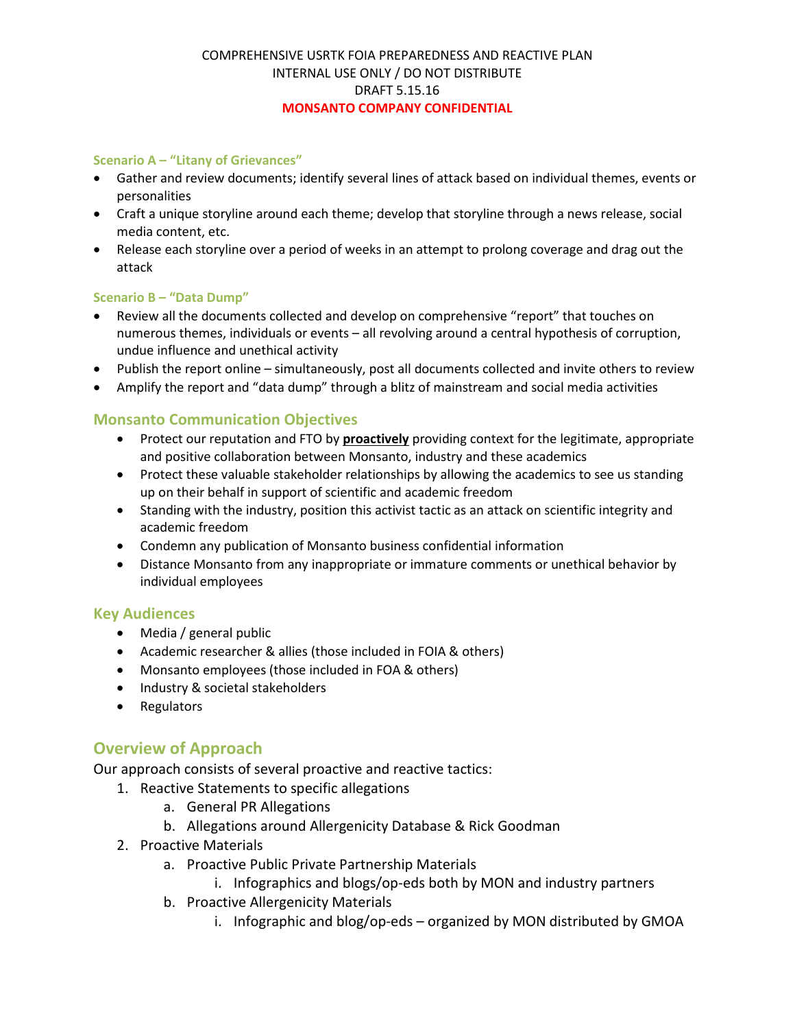COMPREHENSIVE USRTK FOIA PREPAREDNESS AND REACTIVE PLAN
INTERNAL USE ONLY / DO NOT DISTRIBUTE
DRAFT 5.15.16
**MONSANTO COMPANY CONFIDENTIAL**

### Scenario A – "Litany of Grievances"

- Gather and review documents; identify several lines of attack based on individual themes, events or personalities
- Craft a unique storyline around each theme; develop that storyline through a news release, social media content, etc.
- Release each storyline over a period of weeks in an attempt to prolong coverage and drag out the attack

### Scenario B – "Data Dump"

- Review all the documents collected and develop on comprehensive "report" that touches on numerous themes, individuals or events – all revolving around a central hypothesis of corruption, undue influence and unethical activity
- Publish the report online – simultaneously, post all documents collected and invite others to review
- Amplify the report and "data dump" through a blitz of mainstream and social media activities

## Monsanto Communication Objectives

- Protect our reputation and FTO by **proactively** providing context for the legitimate, appropriate and positive collaboration between Monsanto, industry and these academics
- Protect these valuable stakeholder relationships by allowing the academics to see us standing up on their behalf in support of scientific and academic freedom
- Standing with the industry, position this activist tactic as an attack on scientific integrity and academic freedom
- Condemn any publication of Monsanto business confidential information
- Distance Monsanto from any inappropriate or immature comments or unethical behavior by individual employees

## Key Audiences

- Media / general public
- Academic researcher & allies (those included in FOIA & others)
- Monsanto employees (those included in FOA & others)
- Industry & societal stakeholders
- Regulators

## Overview of Approach

Our approach consists of several proactive and reactive tactics:

1. Reactive Statements to specific allegations
   a. General PR Allegations
   b. Allegations around Allergenicity Database & Rick Goodman
2. Proactive Materials
   a. Proactive Public Private Partnership Materials
      i. Infographics and blogs/op-eds both by MON and industry partners
   b. Proactive Allergenicity Materials
      i. Infographic and blog/op-eds – organized by MON distributed by GMOA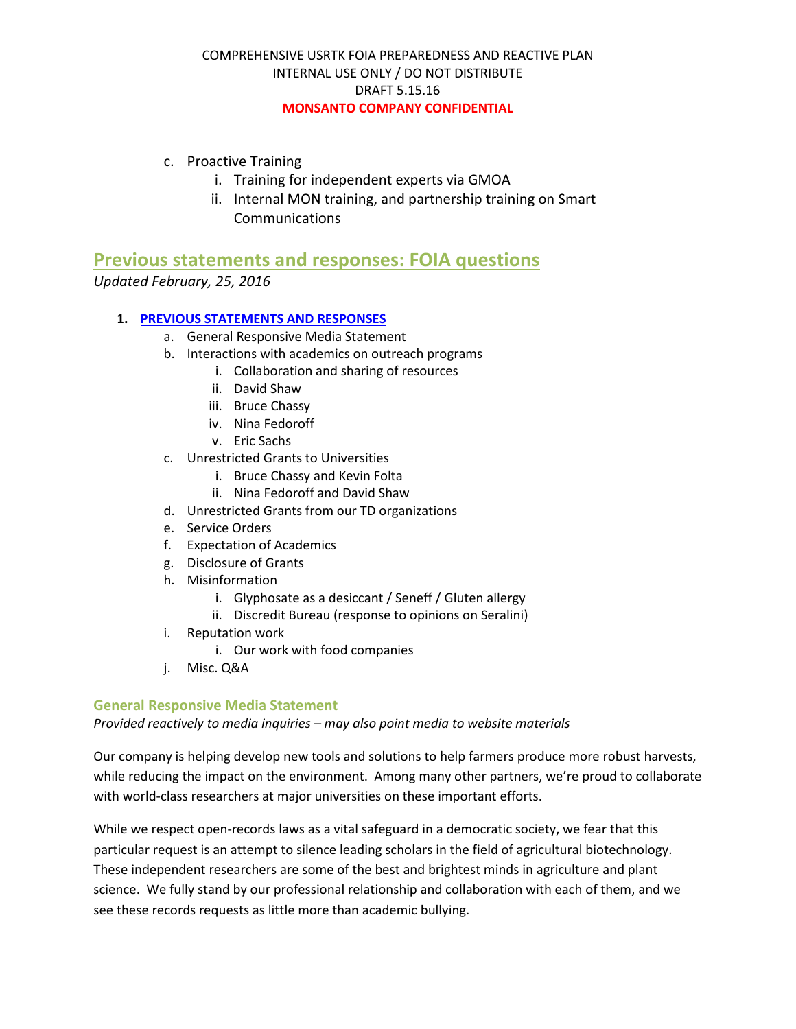c. Proactive Training
    i. Training for independent experts via GMOA
    ii. Internal MON training, and partnership training on Smart Communications

## Previous statements and responses: FOIA questions

*Updated February, 25, 2016*

1. **PREVIOUS STATEMENTS AND RESPONSES**
    a. General Responsive Media Statement
    b. Interactions with academics on outreach programs
        i. Collaboration and sharing of resources
        ii. David Shaw
        iii. Bruce Chassy
        iv. Nina Fedoroff
        v. Eric Sachs
    c. Unrestricted Grants to Universities
        i. Bruce Chassy and Kevin Folta
        ii. Nina Fedoroff and David Shaw
    d. Unrestricted Grants from our TD organizations
    e. Service Orders
    f. Expectation of Academics
    g. Disclosure of Grants
    h. Misinformation
        i. Glyphosate as a desiccant / Seneff / Gluten allergy
        ii. Discredit Bureau (response to opinions on Seralini)
    i. Reputation work
        i. Our work with food companies
    j. Misc. Q&A

### General Responsive Media Statement

*Provided reactively to media inquiries – may also point media to website materials*

Our company is helping develop new tools and solutions to help farmers produce more robust harvests, while reducing the impact on the environment. Among many other partners, we're proud to collaborate with world-class researchers at major universities on these important efforts.

While we respect open-records laws as a vital safeguard in a democratic society, we fear that this particular request is an attempt to silence leading scholars in the field of agricultural biotechnology. These independent researchers are some of the best and brightest minds in agriculture and plant science. We fully stand by our professional relationship and collaboration with each of them, and we see these records requests as little more than academic bullying.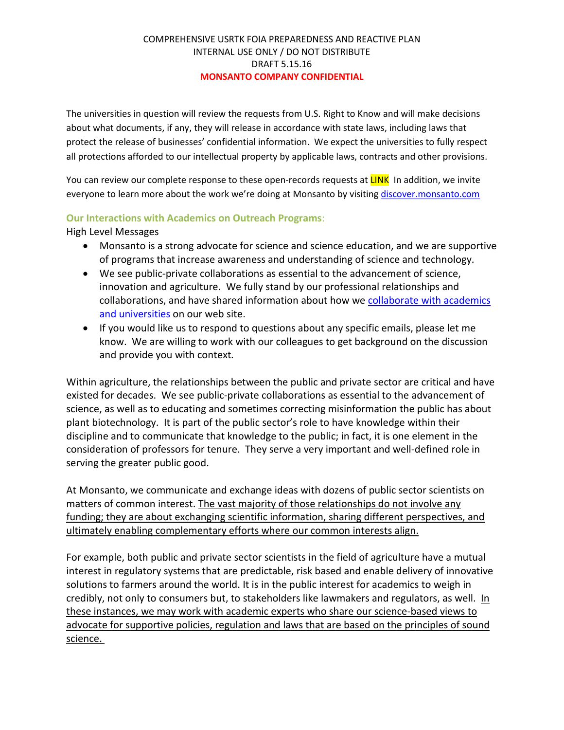COMPREHENSIVE USRTK FOIA PREPAREDNESS AND REACTIVE PLAN
INTERNAL USE ONLY / DO NOT DISTRIBUTE
DRAFT 5.15.16
**MONSANTO COMPANY CONFIDENTIAL**

The universities in question will review the requests from U.S. Right to Know and will make decisions about what documents, if any, they will release in accordance with state laws, including laws that protect the release of businesses' confidential information. We expect the universities to fully respect all protections afforded to our intellectual property by applicable laws, contracts and other provisions.

You can review our complete response to these open-records requests at LINK In addition, we invite everyone to learn more about the work we're doing at Monsanto by visiting discover.monsanto.com

### Our Interactions with Academics on Outreach Programs:

High Level Messages

- Monsanto is a strong advocate for science and science education, and we are supportive of programs that increase awareness and understanding of science and technology.
- We see public-private collaborations as essential to the advancement of science, innovation and agriculture. We fully stand by our professional relationships and collaborations, and have shared information about how we collaborate with academics and universities on our web site.
- If you would like us to respond to questions about any specific emails, please let me know. We are willing to work with our colleagues to get background on the discussion and provide you with context*.*

Within agriculture, the relationships between the public and private sector are critical and have existed for decades. We see public-private collaborations as essential to the advancement of science, as well as to educating and sometimes correcting misinformation the public has about plant biotechnology. It is part of the public sector's role to have knowledge within their discipline and to communicate that knowledge to the public; in fact, it is one element in the consideration of professors for tenure. They serve a very important and well-defined role in serving the greater public good.

At Monsanto, we communicate and exchange ideas with dozens of public sector scientists on matters of common interest. The vast majority of those relationships do not involve any funding; they are about exchanging scientific information, sharing different perspectives, and ultimately enabling complementary efforts where our common interests align.

For example, both public and private sector scientists in the field of agriculture have a mutual interest in regulatory systems that are predictable, risk based and enable delivery of innovative solutions to farmers around the world. It is in the public interest for academics to weigh in credibly, not only to consumers but, to stakeholders like lawmakers and regulators, as well. In these instances, we may work with academic experts who share our science-based views to advocate for supportive policies, regulation and laws that are based on the principles of sound science.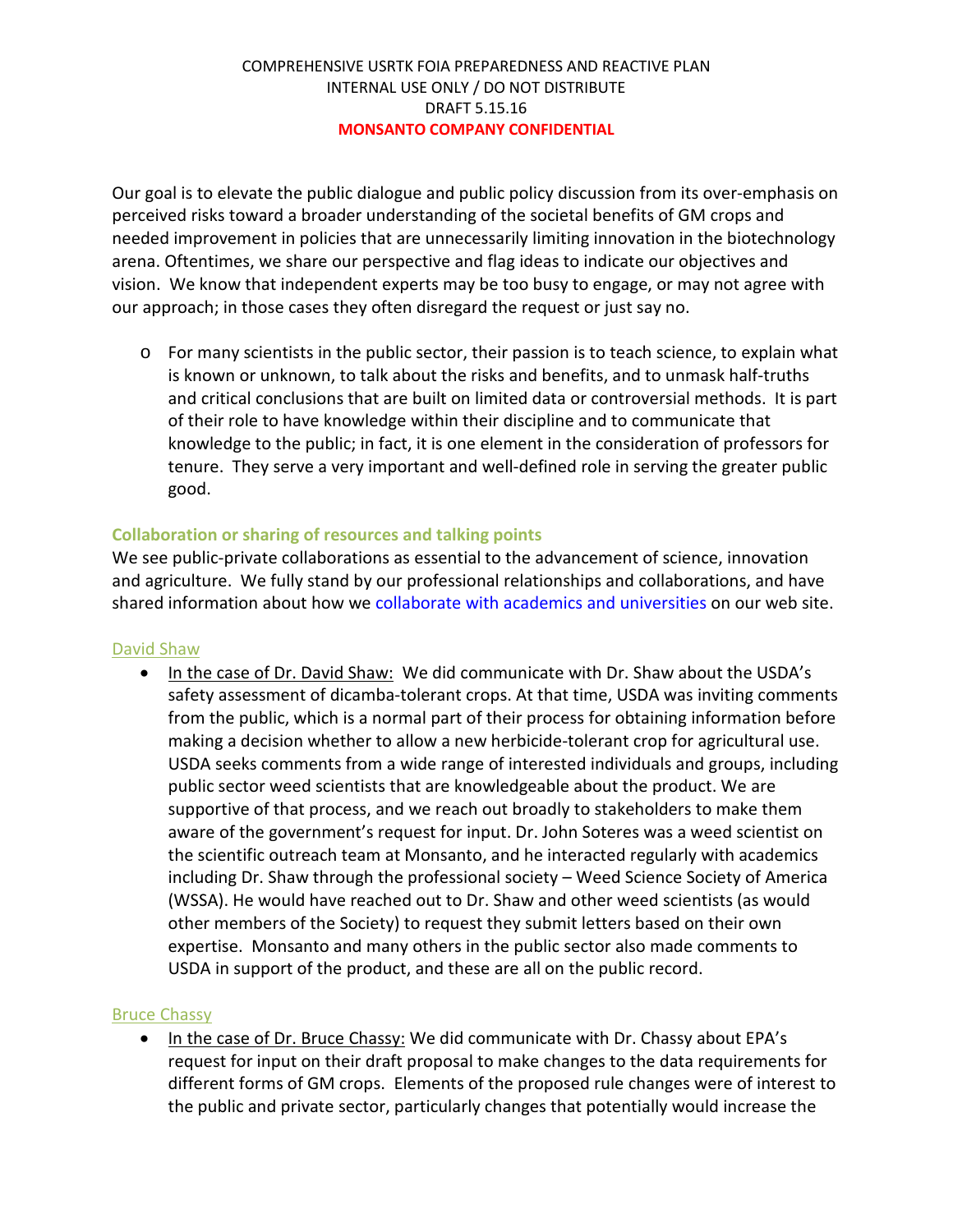COMPREHENSIVE USRTK FOIA PREPAREDNESS AND REACTIVE PLAN
INTERNAL USE ONLY / DO NOT DISTRIBUTE
DRAFT 5.15.16
**MONSANTO COMPANY CONFIDENTIAL**

Our goal is to elevate the public dialogue and public policy discussion from its over-emphasis on perceived risks toward a broader understanding of the societal benefits of GM crops and needed improvement in policies that are unnecessarily limiting innovation in the biotechnology arena. Oftentimes, we share our perspective and flag ideas to indicate our objectives and vision. We know that independent experts may be too busy to engage, or may not agree with our approach; in those cases they often disregard the request or just say no.

- For many scientists in the public sector, their passion is to teach science, to explain what is known or unknown, to talk about the risks and benefits, and to unmask half-truths and critical conclusions that are built on limited data or controversial methods. It is part of their role to have knowledge within their discipline and to communicate that knowledge to the public; in fact, it is one element in the consideration of professors for tenure. They serve a very important and well-defined role in serving the greater public good.

### Collaboration or sharing of resources and talking points

We see public-private collaborations as essential to the advancement of science, innovation and agriculture. We fully stand by our professional relationships and collaborations, and have shared information about how we collaborate with academics and universities on our web site.

#### David Shaw

- In the case of Dr. David Shaw: We did communicate with Dr. Shaw about the USDA's safety assessment of dicamba-tolerant crops. At that time, USDA was inviting comments from the public, which is a normal part of their process for obtaining information before making a decision whether to allow a new herbicide-tolerant crop for agricultural use. USDA seeks comments from a wide range of interested individuals and groups, including public sector weed scientists that are knowledgeable about the product. We are supportive of that process, and we reach out broadly to stakeholders to make them aware of the government's request for input. Dr. John Soteres was a weed scientist on the scientific outreach team at Monsanto, and he interacted regularly with academics including Dr. Shaw through the professional society – Weed Science Society of America (WSSA). He would have reached out to Dr. Shaw and other weed scientists (as would other members of the Society) to request they submit letters based on their own expertise. Monsanto and many others in the public sector also made comments to USDA in support of the product, and these are all on the public record.

#### Bruce Chassy

- In the case of Dr. Bruce Chassy: We did communicate with Dr. Chassy about EPA's request for input on their draft proposal to make changes to the data requirements for different forms of GM crops. Elements of the proposed rule changes were of interest to the public and private sector, particularly changes that potentially would increase the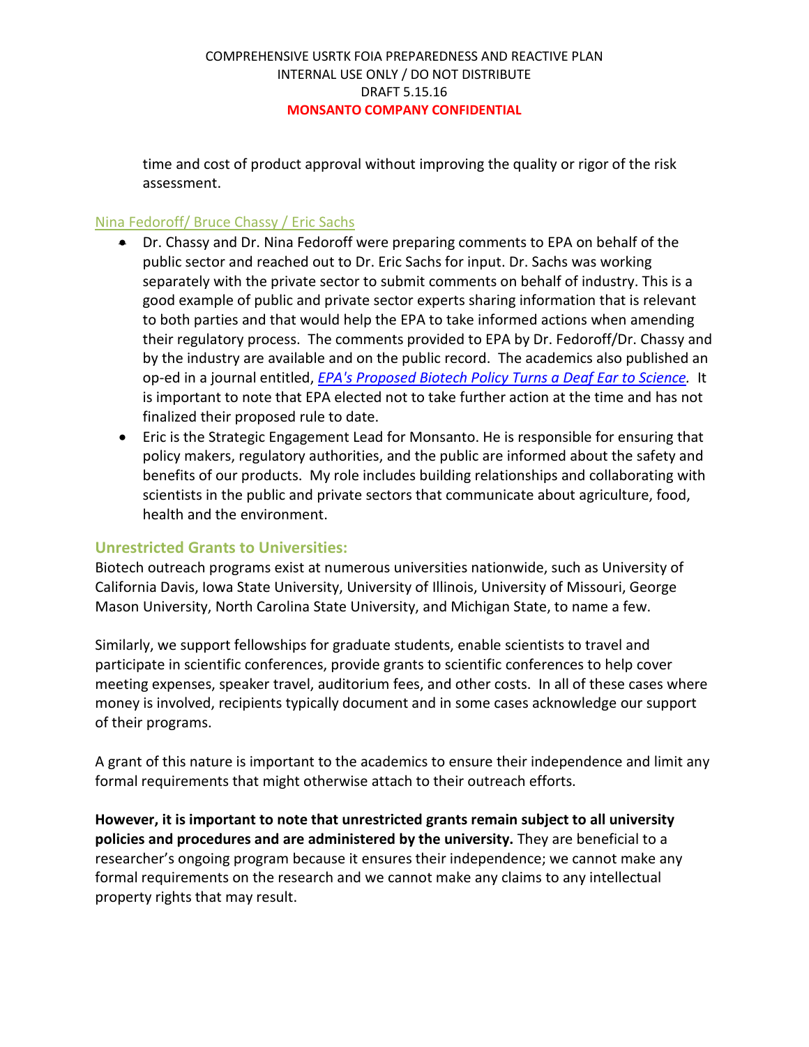time and cost of product approval without improving the quality or rigor of the risk assessment.

Nina Fedoroff/ Bruce Chassy / Eric Sachs

- Dr. Chassy and Dr. Nina Fedoroff were preparing comments to EPA on behalf of the public sector and reached out to Dr. Eric Sachs for input. Dr. Sachs was working separately with the private sector to submit comments on behalf of industry. This is a good example of public and private sector experts sharing information that is relevant to both parties and that would help the EPA to take informed actions when amending their regulatory process. The comments provided to EPA by Dr. Fedoroff/Dr. Chassy and by the industry are available and on the public record. The academics also published an op-ed in a journal entitled, *EPA's Proposed Biotech Policy Turns a Deaf Ear to Science*. It is important to note that EPA elected not to take further action at the time and has not finalized their proposed rule to date.
- Eric is the Strategic Engagement Lead for Monsanto. He is responsible for ensuring that policy makers, regulatory authorities, and the public are informed about the safety and benefits of our products. My role includes building relationships and collaborating with scientists in the public and private sectors that communicate about agriculture, food, health and the environment.

### Unrestricted Grants to Universities:

Biotech outreach programs exist at numerous universities nationwide, such as University of California Davis, Iowa State University, University of Illinois, University of Missouri, George Mason University, North Carolina State University, and Michigan State, to name a few.

Similarly, we support fellowships for graduate students, enable scientists to travel and participate in scientific conferences, provide grants to scientific conferences to help cover meeting expenses, speaker travel, auditorium fees, and other costs. In all of these cases where money is involved, recipients typically document and in some cases acknowledge our support of their programs.

A grant of this nature is important to the academics to ensure their independence and limit any formal requirements that might otherwise attach to their outreach efforts.

**However, it is important to note that unrestricted grants remain subject to all university policies and procedures and are administered by the university.** They are beneficial to a researcher's ongoing program because it ensures their independence; we cannot make any formal requirements on the research and we cannot make any claims to any intellectual property rights that may result.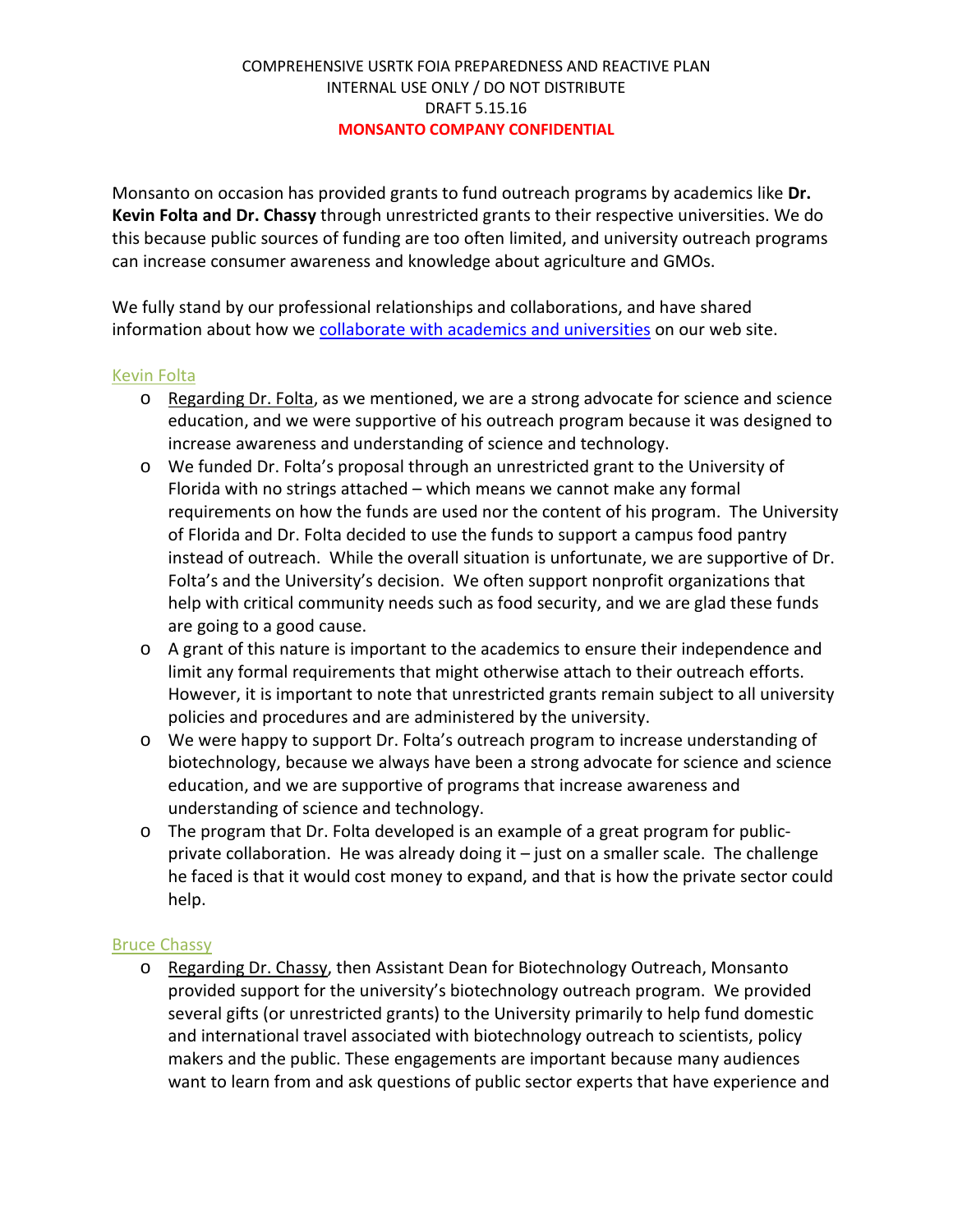COMPREHENSIVE USRTK FOIA PREPAREDNESS AND REACTIVE PLAN
INTERNAL USE ONLY / DO NOT DISTRIBUTE
DRAFT 5.15.16
**MONSANTO COMPANY CONFIDENTIAL**

Monsanto on occasion has provided grants to fund outreach programs by academics like **Dr. Kevin Folta and Dr. Chassy** through unrestricted grants to their respective universities. We do this because public sources of funding are too often limited, and university outreach programs can increase consumer awareness and knowledge about agriculture and GMOs.

We fully stand by our professional relationships and collaborations, and have shared information about how we collaborate with academics and universities on our web site.

### Kevin Folta

- Regarding Dr. Folta, as we mentioned, we are a strong advocate for science and science education, and we were supportive of his outreach program because it was designed to increase awareness and understanding of science and technology.
- We funded Dr. Folta's proposal through an unrestricted grant to the University of Florida with no strings attached – which means we cannot make any formal requirements on how the funds are used nor the content of his program. The University of Florida and Dr. Folta decided to use the funds to support a campus food pantry instead of outreach. While the overall situation is unfortunate, we are supportive of Dr. Folta's and the University's decision. We often support nonprofit organizations that help with critical community needs such as food security, and we are glad these funds are going to a good cause.
- A grant of this nature is important to the academics to ensure their independence and limit any formal requirements that might otherwise attach to their outreach efforts. However, it is important to note that unrestricted grants remain subject to all university policies and procedures and are administered by the university.
- We were happy to support Dr. Folta's outreach program to increase understanding of biotechnology, because we always have been a strong advocate for science and science education, and we are supportive of programs that increase awareness and understanding of science and technology.
- The program that Dr. Folta developed is an example of a great program for public-private collaboration. He was already doing it – just on a smaller scale. The challenge he faced is that it would cost money to expand, and that is how the private sector could help.

### Bruce Chassy

- Regarding Dr. Chassy, then Assistant Dean for Biotechnology Outreach, Monsanto provided support for the university's biotechnology outreach program. We provided several gifts (or unrestricted grants) to the University primarily to help fund domestic and international travel associated with biotechnology outreach to scientists, policy makers and the public. These engagements are important because many audiences want to learn from and ask questions of public sector experts that have experience and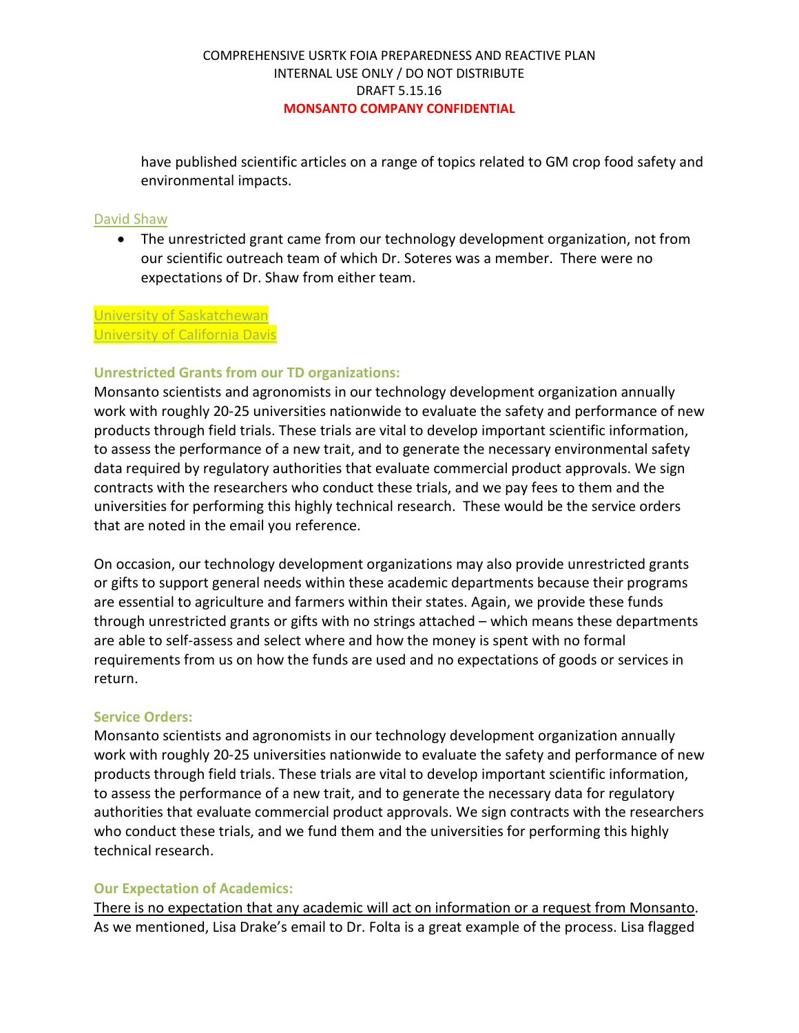have published scientific articles on a range of topics related to GM crop food safety and environmental impacts.

David Shaw

- The unrestricted grant came from our technology development organization, not from our scientific outreach team of which Dr. Soteres was a member. There were no expectations of Dr. Shaw from either team.

University of Saskatchewan
University of California Davis

**Unrestricted Grants from our TD organizations:**

Monsanto scientists and agronomists in our technology development organization annually work with roughly 20-25 universities nationwide to evaluate the safety and performance of new products through field trials. These trials are vital to develop important scientific information, to assess the performance of a new trait, and to generate the necessary environmental safety data required by regulatory authorities that evaluate commercial product approvals. We sign contracts with the researchers who conduct these trials, and we pay fees to them and the universities for performing this highly technical research. These would be the service orders that are noted in the email you reference.

On occasion, our technology development organizations may also provide unrestricted grants or gifts to support general needs within these academic departments because their programs are essential to agriculture and farmers within their states. Again, we provide these funds through unrestricted grants or gifts with no strings attached – which means these departments are able to self-assess and select where and how the money is spent with no formal requirements from us on how the funds are used and no expectations of goods or services in return.

**Service Orders:**

Monsanto scientists and agronomists in our technology development organization annually work with roughly 20-25 universities nationwide to evaluate the safety and performance of new products through field trials. These trials are vital to develop important scientific information, to assess the performance of a new trait, and to generate the necessary data for regulatory authorities that evaluate commercial product approvals. We sign contracts with the researchers who conduct these trials, and we fund them and the universities for performing this highly technical research.

**Our Expectation of Academics:**

There is no expectation that any academic will act on information or a request from Monsanto. As we mentioned, Lisa Drake's email to Dr. Folta is a great example of the process. Lisa flagged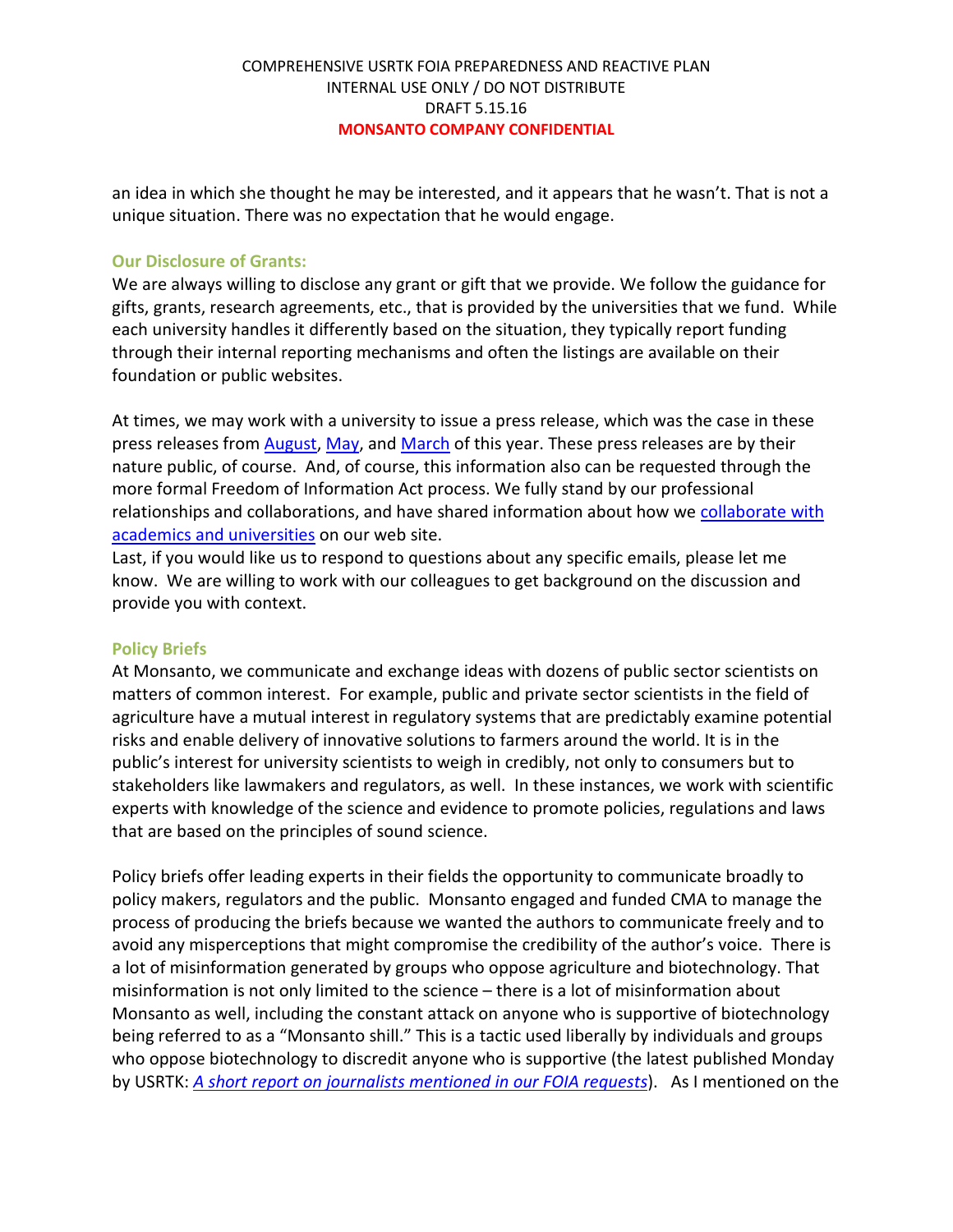an idea in which she thought he may be interested, and it appears that he wasn't. That is not a unique situation. There was no expectation that he would engage.

### Our Disclosure of Grants:

We are always willing to disclose any grant or gift that we provide. We follow the guidance for gifts, grants, research agreements, etc., that is provided by the universities that we fund. While each university handles it differently based on the situation, they typically report funding through their internal reporting mechanisms and often the listings are available on their foundation or public websites.

At times, we may work with a university to issue a press release, which was the case in these press releases from August, May, and March of this year. These press releases are by their nature public, of course. And, of course, this information also can be requested through the more formal Freedom of Information Act process. We fully stand by our professional relationships and collaborations, and have shared information about how we collaborate with academics and universities on our web site.

Last, if you would like us to respond to questions about any specific emails, please let me know. We are willing to work with our colleagues to get background on the discussion and provide you with context.

### Policy Briefs

At Monsanto, we communicate and exchange ideas with dozens of public sector scientists on matters of common interest. For example, public and private sector scientists in the field of agriculture have a mutual interest in regulatory systems that are predictably examine potential risks and enable delivery of innovative solutions to farmers around the world. It is in the public's interest for university scientists to weigh in credibly, not only to consumers but to stakeholders like lawmakers and regulators, as well. In these instances, we work with scientific experts with knowledge of the science and evidence to promote policies, regulations and laws that are based on the principles of sound science.

Policy briefs offer leading experts in their fields the opportunity to communicate broadly to policy makers, regulators and the public. Monsanto engaged and funded CMA to manage the process of producing the briefs because we wanted the authors to communicate freely and to avoid any misperceptions that might compromise the credibility of the author's voice. There is a lot of misinformation generated by groups who oppose agriculture and biotechnology. That misinformation is not only limited to the science – there is a lot of misinformation about Monsanto as well, including the constant attack on anyone who is supportive of biotechnology being referred to as a "Monsanto shill." This is a tactic used liberally by individuals and groups who oppose biotechnology to discredit anyone who is supportive (the latest published Monday by USRTK: *A short report on journalists mentioned in our FOIA requests*). As I mentioned on the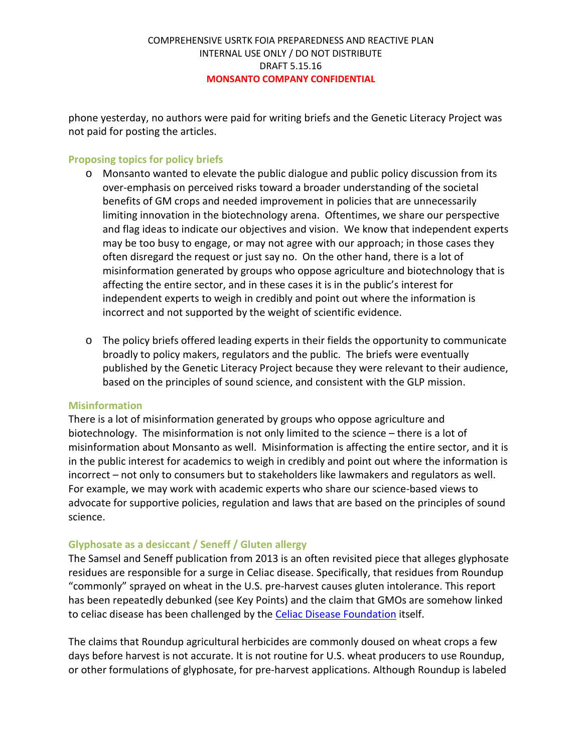phone yesterday, no authors were paid for writing briefs and the Genetic Literacy Project was not paid for posting the articles.

### Proposing topics for policy briefs

- Monsanto wanted to elevate the public dialogue and public policy discussion from its over-emphasis on perceived risks toward a broader understanding of the societal benefits of GM crops and needed improvement in policies that are unnecessarily limiting innovation in the biotechnology arena. Oftentimes, we share our perspective and flag ideas to indicate our objectives and vision. We know that independent experts may be too busy to engage, or may not agree with our approach; in those cases they often disregard the request or just say no. On the other hand, there is a lot of misinformation generated by groups who oppose agriculture and biotechnology that is affecting the entire sector, and in these cases it is in the public's interest for independent experts to weigh in credibly and point out where the information is incorrect and not supported by the weight of scientific evidence.

- The policy briefs offered leading experts in their fields the opportunity to communicate broadly to policy makers, regulators and the public. The briefs were eventually published by the Genetic Literacy Project because they were relevant to their audience, based on the principles of sound science, and consistent with the GLP mission.

### Misinformation

There is a lot of misinformation generated by groups who oppose agriculture and biotechnology. The misinformation is not only limited to the science – there is a lot of misinformation about Monsanto as well. Misinformation is affecting the entire sector, and it is in the public interest for academics to weigh in credibly and point out where the information is incorrect – not only to consumers but to stakeholders like lawmakers and regulators as well. For example, we may work with academic experts who share our science-based views to advocate for supportive policies, regulation and laws that are based on the principles of sound science.

### Glyphosate as a desiccant / Seneff / Gluten allergy

The Samsel and Seneff publication from 2013 is an often revisited piece that alleges glyphosate residues are responsible for a surge in Celiac disease. Specifically, that residues from Roundup "commonly" sprayed on wheat in the U.S. pre-harvest causes gluten intolerance. This report has been repeatedly debunked (see Key Points) and the claim that GMOs are somehow linked to celiac disease has been challenged by the Celiac Disease Foundation itself.

The claims that Roundup agricultural herbicides are commonly doused on wheat crops a few days before harvest is not accurate. It is not routine for U.S. wheat producers to use Roundup, or other formulations of glyphosate, for pre-harvest applications. Although Roundup is labeled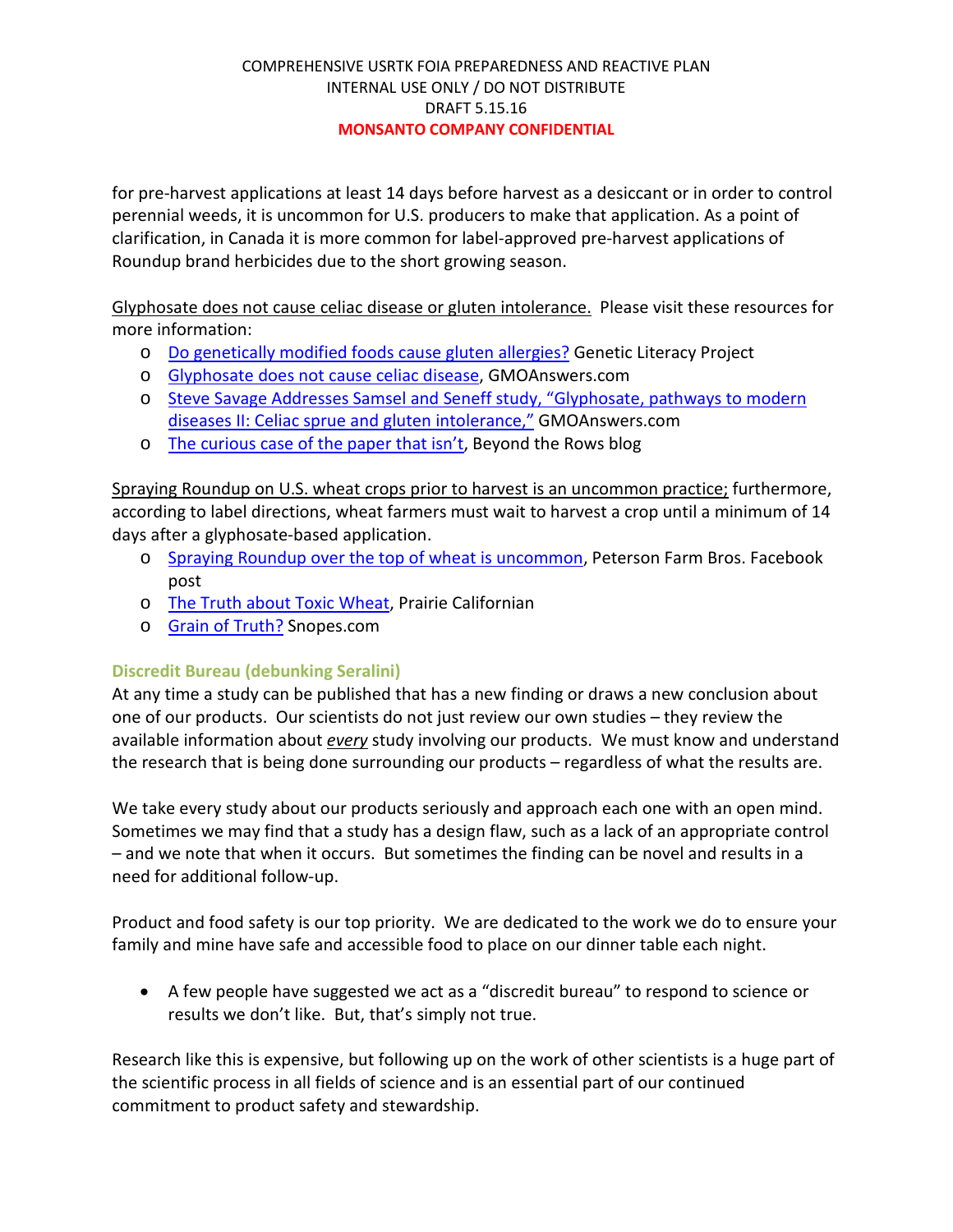for pre-harvest applications at least 14 days before harvest as a desiccant or in order to control perennial weeds, it is uncommon for U.S. producers to make that application. As a point of clarification, in Canada it is more common for label-approved pre-harvest applications of Roundup brand herbicides due to the short growing season.

Glyphosate does not cause celiac disease or gluten intolerance. Please visit these resources for more information:

- Do genetically modified foods cause gluten allergies? Genetic Literacy Project
- Glyphosate does not cause celiac disease, GMOAnswers.com
- Steve Savage Addresses Samsel and Seneff study, "Glyphosate, pathways to modern diseases II: Celiac sprue and gluten intolerance," GMOAnswers.com
- The curious case of the paper that isn't, Beyond the Rows blog

Spraying Roundup on U.S. wheat crops prior to harvest is an uncommon practice; furthermore, according to label directions, wheat farmers must wait to harvest a crop until a minimum of 14 days after a glyphosate-based application.

- Spraying Roundup over the top of wheat is uncommon, Peterson Farm Bros. Facebook post
- The Truth about Toxic Wheat, Prairie Californian
- Grain of Truth? Snopes.com

### Discredit Bureau (debunking Seralini)

At any time a study can be published that has a new finding or draws a new conclusion about one of our products. Our scientists do not just review our own studies – they review the available information about *every* study involving our products. We must know and understand the research that is being done surrounding our products – regardless of what the results are.

We take every study about our products seriously and approach each one with an open mind. Sometimes we may find that a study has a design flaw, such as a lack of an appropriate control – and we note that when it occurs. But sometimes the finding can be novel and results in a need for additional follow-up.

Product and food safety is our top priority. We are dedicated to the work we do to ensure your family and mine have safe and accessible food to place on our dinner table each night.

- A few people have suggested we act as a "discredit bureau" to respond to science or results we don't like. But, that's simply not true.

Research like this is expensive, but following up on the work of other scientists is a huge part of the scientific process in all fields of science and is an essential part of our continued commitment to product safety and stewardship.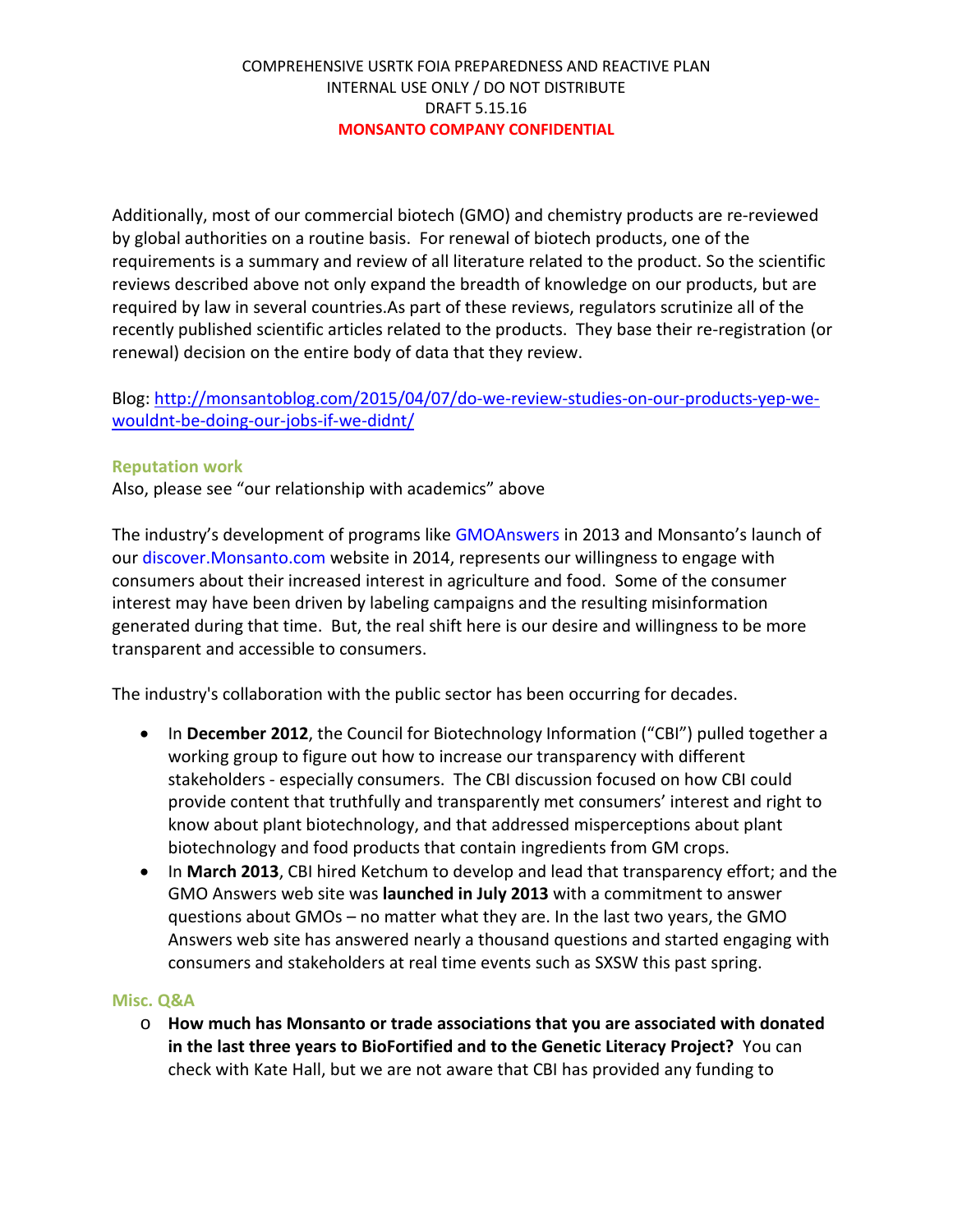COMPREHENSIVE USRTK FOIA PREPAREDNESS AND REACTIVE PLAN
INTERNAL USE ONLY / DO NOT DISTRIBUTE
DRAFT 5.15.16
**MONSANTO COMPANY CONFIDENTIAL**

Additionally, most of our commercial biotech (GMO) and chemistry products are re-reviewed by global authorities on a routine basis. For renewal of biotech products, one of the requirements is a summary and review of all literature related to the product. So the scientific reviews described above not only expand the breadth of knowledge on our products, but are required by law in several countries.As part of these reviews, regulators scrutinize all of the recently published scientific articles related to the products. They base their re-registration (or renewal) decision on the entire body of data that they review.

Blog: [http://monsantoblog.com/2015/04/07/do-we-review-studies-on-our-products-yep-we-wouldnt-be-doing-our-jobs-if-we-didnt/](http://monsantoblog.com/2015/04/07/do-we-review-studies-on-our-products-yep-we-wouldnt-be-doing-our-jobs-if-we-didnt/)

### Reputation work

Also, please see "our relationship with academics" above

The industry's development of programs like GMOAnswers in 2013 and Monsanto's launch of our discover.Monsanto.com website in 2014, represents our willingness to engage with consumers about their increased interest in agriculture and food. Some of the consumer interest may have been driven by labeling campaigns and the resulting misinformation generated during that time. But, the real shift here is our desire and willingness to be more transparent and accessible to consumers.

The industry's collaboration with the public sector has been occurring for decades.

- In **December 2012**, the Council for Biotechnology Information ("CBI") pulled together a working group to figure out how to increase our transparency with different stakeholders - especially consumers. The CBI discussion focused on how CBI could provide content that truthfully and transparently met consumers' interest and right to know about plant biotechnology, and that addressed misperceptions about plant biotechnology and food products that contain ingredients from GM crops.
- In **March 2013**, CBI hired Ketchum to develop and lead that transparency effort; and the GMO Answers web site was **launched in July 2013** with a commitment to answer questions about GMOs – no matter what they are. In the last two years, the GMO Answers web site has answered nearly a thousand questions and started engaging with consumers and stakeholders at real time events such as SXSW this past spring.

### Misc. Q&A

- **How much has Monsanto or trade associations that you are associated with donated in the last three years to BioFortified and to the Genetic Literacy Project?** You can check with Kate Hall, but we are not aware that CBI has provided any funding to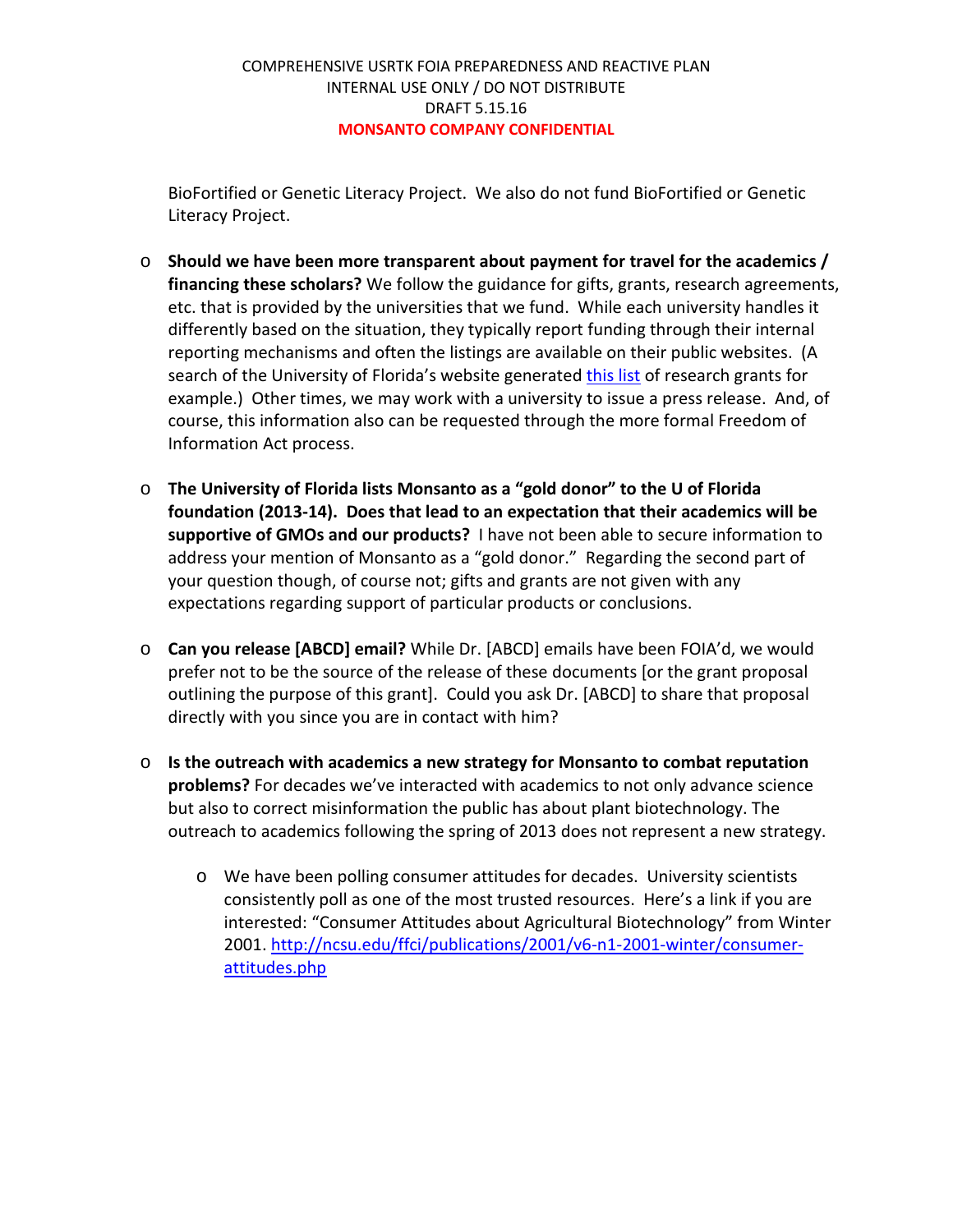BioFortified or Genetic Literacy Project. We also do not fund BioFortified or Genetic Literacy Project.

- **Should we have been more transparent about payment for travel for the academics / financing these scholars?** We follow the guidance for gifts, grants, research agreements, etc. that is provided by the universities that we fund. While each university handles it differently based on the situation, they typically report funding through their internal reporting mechanisms and often the listings are available on their public websites. (A search of the University of Florida's website generated this list of research grants for example.) Other times, we may work with a university to issue a press release. And, of course, this information also can be requested through the more formal Freedom of Information Act process.

- **The University of Florida lists Monsanto as a "gold donor" to the U of Florida foundation (2013-14). Does that lead to an expectation that their academics will be supportive of GMOs and our products?** I have not been able to secure information to address your mention of Monsanto as a "gold donor." Regarding the second part of your question though, of course not; gifts and grants are not given with any expectations regarding support of particular products or conclusions.

- **Can you release [ABCD] email?** While Dr. [ABCD] emails have been FOIA'd, we would prefer not to be the source of the release of these documents [or the grant proposal outlining the purpose of this grant]. Could you ask Dr. [ABCD] to share that proposal directly with you since you are in contact with him?

- **Is the outreach with academics a new strategy for Monsanto to combat reputation problems?** For decades we've interacted with academics to not only advance science but also to correct misinformation the public has about plant biotechnology. The outreach to academics following the spring of 2013 does not represent a new strategy.

    - We have been polling consumer attitudes for decades. University scientists consistently poll as one of the most trusted resources. Here's a link if you are interested: "Consumer Attitudes about Agricultural Biotechnology" from Winter 2001. http://ncsu.edu/ffci/publications/2001/v6-n1-2001-winter/consumer-attitudes.php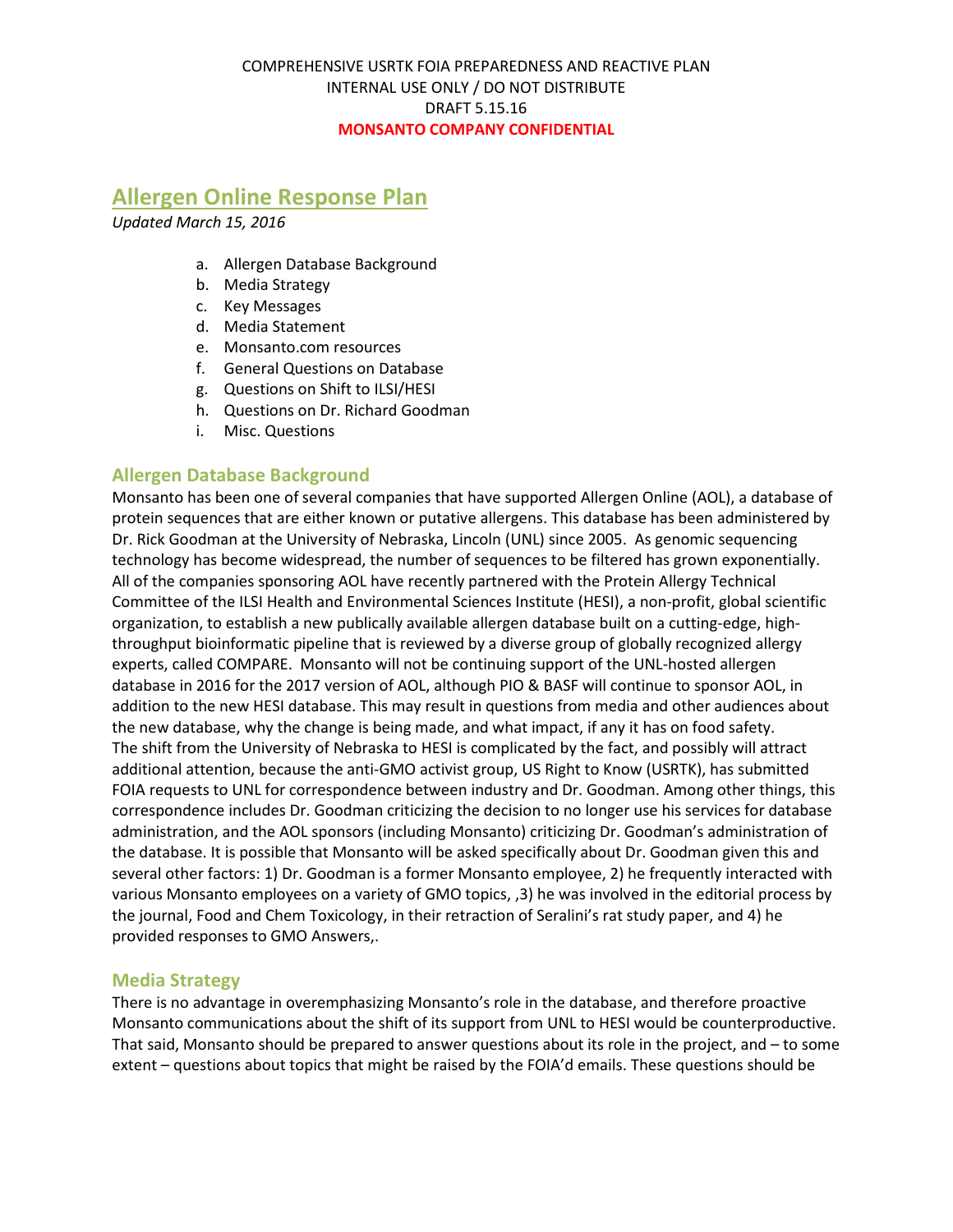COMPREHENSIVE USRTK FOIA PREPAREDNESS AND REACTIVE PLAN
INTERNAL USE ONLY / DO NOT DISTRIBUTE
DRAFT 5.15.16
**MONSANTO COMPANY CONFIDENTIAL**

# Allergen Online Response Plan

*Updated March 15, 2016*

a. Allergen Database Background
b. Media Strategy
c. Key Messages
d. Media Statement
e. Monsanto.com resources
f. General Questions on Database
g. Questions on Shift to ILSI/HESI
h. Questions on Dr. Richard Goodman
i. Misc. Questions

## Allergen Database Background

Monsanto has been one of several companies that have supported Allergen Online (AOL), a database of protein sequences that are either known or putative allergens. This database has been administered by Dr. Rick Goodman at the University of Nebraska, Lincoln (UNL) since 2005. As genomic sequencing technology has become widespread, the number of sequences to be filtered has grown exponentially. All of the companies sponsoring AOL have recently partnered with the Protein Allergy Technical Committee of the ILSI Health and Environmental Sciences Institute (HESI), a non-profit, global scientific organization, to establish a new publically available allergen database built on a cutting-edge, high-throughput bioinformatic pipeline that is reviewed by a diverse group of globally recognized allergy experts, called COMPARE. Monsanto will not be continuing support of the UNL-hosted allergen database in 2016 for the 2017 version of AOL, although PIO & BASF will continue to sponsor AOL, in addition to the new HESI database. This may result in questions from media and other audiences about the new database, why the change is being made, and what impact, if any it has on food safety.
The shift from the University of Nebraska to HESI is complicated by the fact, and possibly will attract additional attention, because the anti-GMO activist group, US Right to Know (USRTK), has submitted FOIA requests to UNL for correspondence between industry and Dr. Goodman. Among other things, this correspondence includes Dr. Goodman criticizing the decision to no longer use his services for database administration, and the AOL sponsors (including Monsanto) criticizing Dr. Goodman's administration of the database. It is possible that Monsanto will be asked specifically about Dr. Goodman given this and several other factors: 1) Dr. Goodman is a former Monsanto employee, 2) he frequently interacted with various Monsanto employees on a variety of GMO topics, ,3) he was involved in the editorial process by the journal, Food and Chem Toxicology, in their retraction of Seralini's rat study paper, and 4) he provided responses to GMO Answers,.

## Media Strategy

There is no advantage in overemphasizing Monsanto's role in the database, and therefore proactive Monsanto communications about the shift of its support from UNL to HESI would be counterproductive. That said, Monsanto should be prepared to answer questions about its role in the project, and – to some extent – questions about topics that might be raised by the FOIA'd emails. These questions should be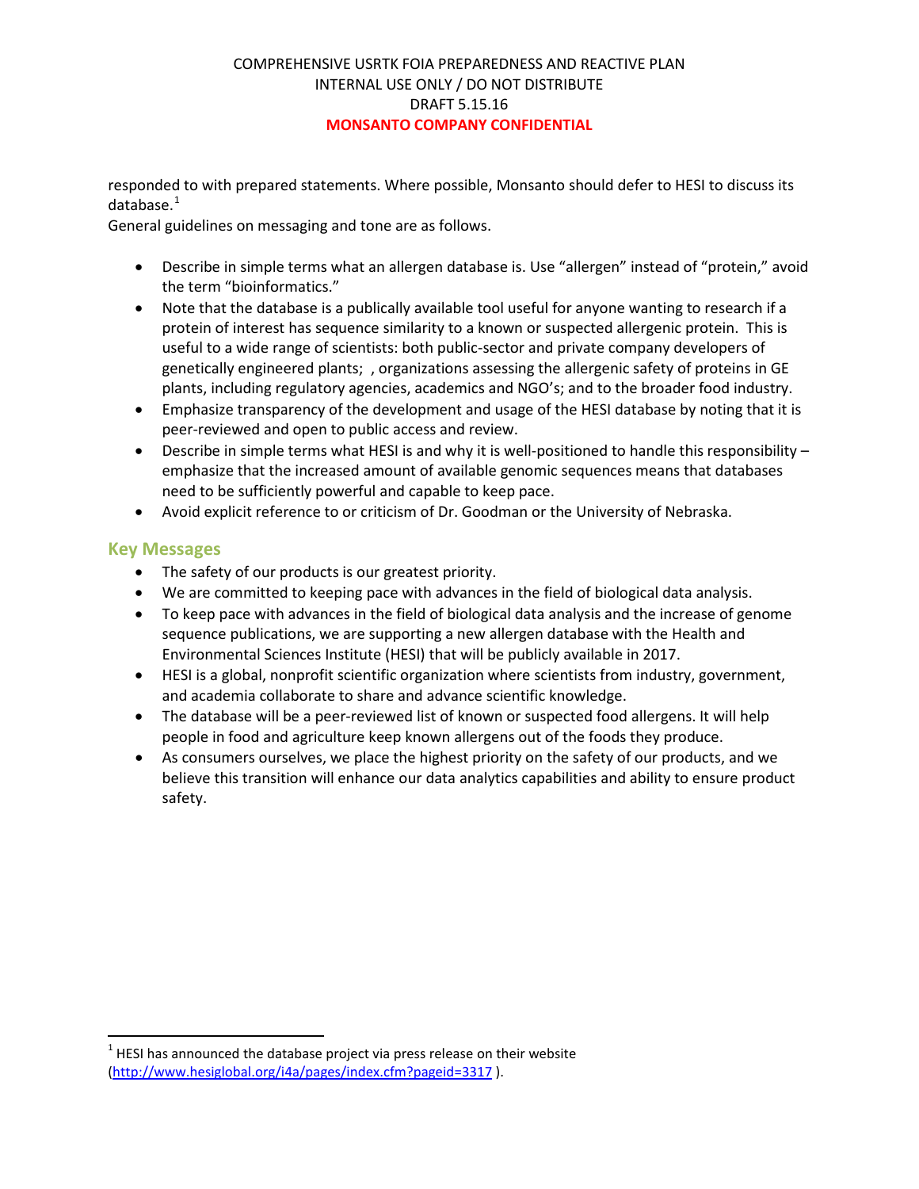responded to with prepared statements. Where possible, Monsanto should defer to HESI to discuss its database.[1]

General guidelines on messaging and tone are as follows.

- Describe in simple terms what an allergen database is. Use "allergen" instead of "protein," avoid the term "bioinformatics."
- Note that the database is a publically available tool useful for anyone wanting to research if a protein of interest has sequence similarity to a known or suspected allergenic protein. This is useful to a wide range of scientists: both public-sector and private company developers of genetically engineered plants; , organizations assessing the allergenic safety of proteins in GE plants, including regulatory agencies, academics and NGO's; and to the broader food industry.
- Emphasize transparency of the development and usage of the HESI database by noting that it is peer-reviewed and open to public access and review.
- Describe in simple terms what HESI is and why it is well-positioned to handle this responsibility – emphasize that the increased amount of available genomic sequences means that databases need to be sufficiently powerful and capable to keep pace.
- Avoid explicit reference to or criticism of Dr. Goodman or the University of Nebraska.

## Key Messages

- The safety of our products is our greatest priority.
- We are committed to keeping pace with advances in the field of biological data analysis.
- To keep pace with advances in the field of biological data analysis and the increase of genome sequence publications, we are supporting a new allergen database with the Health and Environmental Sciences Institute (HESI) that will be publicly available in 2017.
- HESI is a global, nonprofit scientific organization where scientists from industry, government, and academia collaborate to share and advance scientific knowledge.
- The database will be a peer-reviewed list of known or suspected food allergens. It will help people in food and agriculture keep known allergens out of the foods they produce.
- As consumers ourselves, we place the highest priority on the safety of our products, and we believe this transition will enhance our data analytics capabilities and ability to ensure product safety.

[1] HESI has announced the database project via press release on their website (http://www.hesiglobal.org/i4a/pages/index.cfm?pageid=3317 ).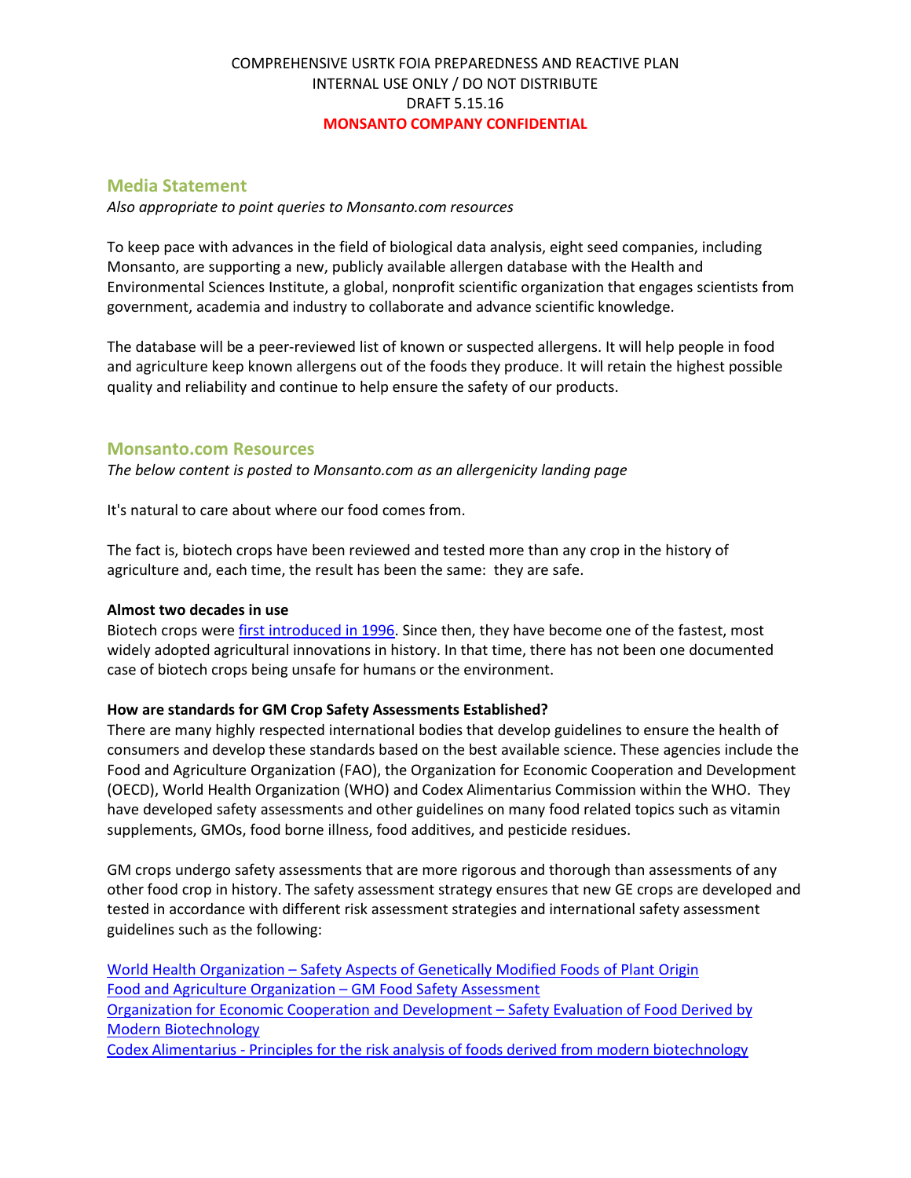COMPREHENSIVE USRTK FOIA PREPAREDNESS AND REACTIVE PLAN
INTERNAL USE ONLY / DO NOT DISTRIBUTE
DRAFT 5.15.16
**MONSANTO COMPANY CONFIDENTIAL**

## Media Statement

*Also appropriate to point queries to Monsanto.com resources*

To keep pace with advances in the field of biological data analysis, eight seed companies, including Monsanto, are supporting a new, publicly available allergen database with the Health and Environmental Sciences Institute, a global, nonprofit scientific organization that engages scientists from government, academia and industry to collaborate and advance scientific knowledge.

The database will be a peer-reviewed list of known or suspected allergens. It will help people in food and agriculture keep known allergens out of the foods they produce. It will retain the highest possible quality and reliability and continue to help ensure the safety of our products.

## Monsanto.com Resources

*The below content is posted to Monsanto.com as an allergenicity landing page*

It's natural to care about where our food comes from.

The fact is, biotech crops have been reviewed and tested more than any crop in the history of agriculture and, each time, the result has been the same: they are safe.

**Almost two decades in use**
Biotech crops were first introduced in 1996. Since then, they have become one of the fastest, most widely adopted agricultural innovations in history. In that time, there has not been one documented case of biotech crops being unsafe for humans or the environment.

**How are standards for GM Crop Safety Assessments Established?**
There are many highly respected international bodies that develop guidelines to ensure the health of consumers and develop these standards based on the best available science. These agencies include the Food and Agriculture Organization (FAO), the Organization for Economic Cooperation and Development (OECD), World Health Organization (WHO) and Codex Alimentarius Commission within the WHO. They have developed safety assessments and other guidelines on many food related topics such as vitamin supplements, GMOs, food borne illness, food additives, and pesticide residues.

GM crops undergo safety assessments that are more rigorous and thorough than assessments of any other food crop in history. The safety assessment strategy ensures that new GE crops are developed and tested in accordance with different risk assessment strategies and international safety assessment guidelines such as the following:

World Health Organization – Safety Aspects of Genetically Modified Foods of Plant Origin
Food and Agriculture Organization – GM Food Safety Assessment
Organization for Economic Cooperation and Development – Safety Evaluation of Food Derived by Modern Biotechnology
Codex Alimentarius - Principles for the risk analysis of foods derived from modern biotechnology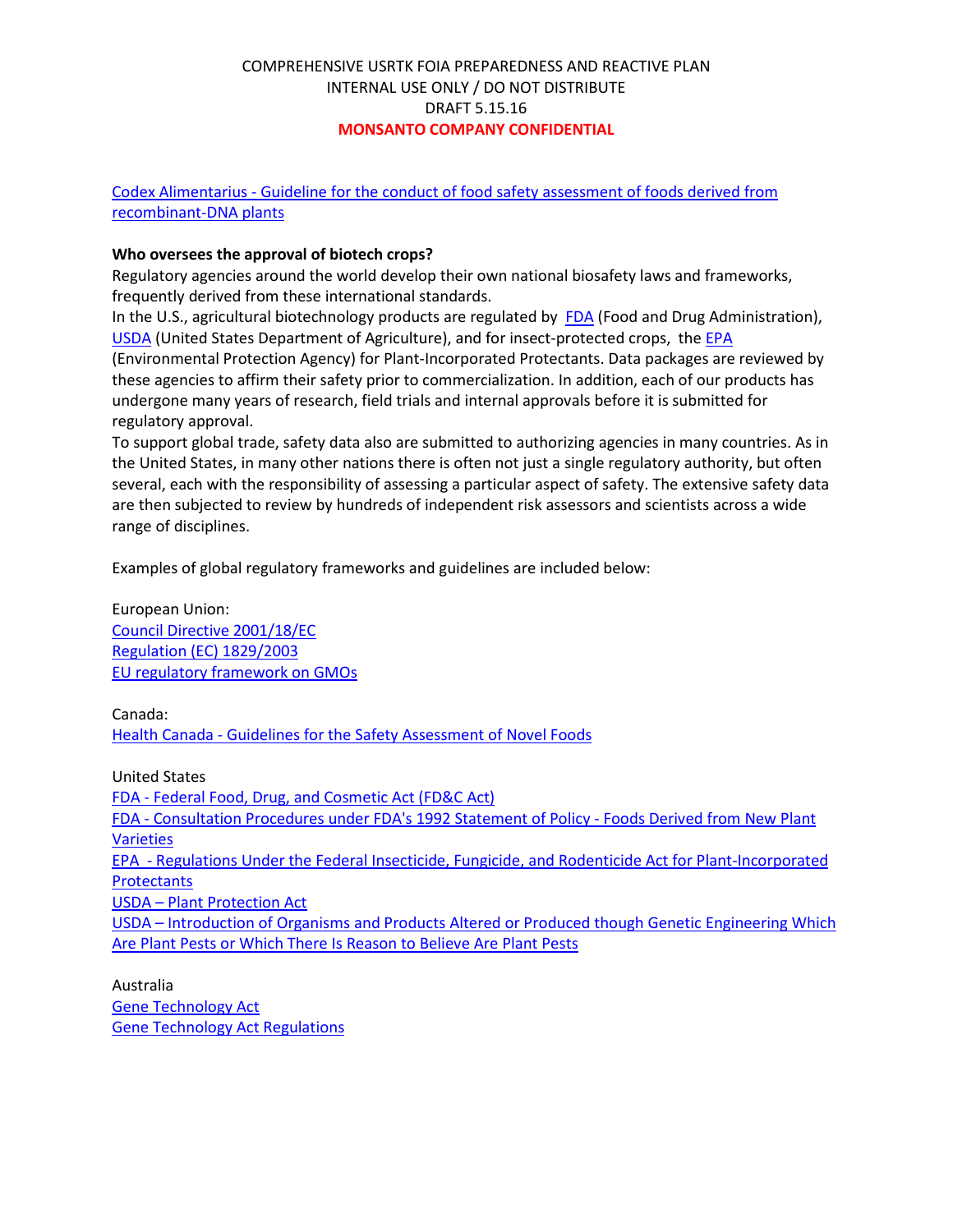Codex Alimentarius - Guideline for the conduct of food safety assessment of foods derived from recombinant-DNA plants

**Who oversees the approval of biotech crops?**

Regulatory agencies around the world develop their own national biosafety laws and frameworks, frequently derived from these international standards.

In the U.S., agricultural biotechnology products are regulated by FDA (Food and Drug Administration), USDA (United States Department of Agriculture), and for insect-protected crops, the EPA (Environmental Protection Agency) for Plant-Incorporated Protectants. Data packages are reviewed by these agencies to affirm their safety prior to commercialization. In addition, each of our products has undergone many years of research, field trials and internal approvals before it is submitted for regulatory approval.

To support global trade, safety data also are submitted to authorizing agencies in many countries. As in the United States, in many other nations there is often not just a single regulatory authority, but often several, each with the responsibility of assessing a particular aspect of safety. The extensive safety data are then subjected to review by hundreds of independent risk assessors and scientists across a wide range of disciplines.

Examples of global regulatory frameworks and guidelines are included below:

European Union:
Council Directive 2001/18/EC
Regulation (EC) 1829/2003
EU regulatory framework on GMOs

Canada:
Health Canada - Guidelines for the Safety Assessment of Novel Foods

United States
FDA - Federal Food, Drug, and Cosmetic Act (FD&C Act)
FDA - Consultation Procedures under FDA's 1992 Statement of Policy - Foods Derived from New Plant Varieties
EPA - Regulations Under the Federal Insecticide, Fungicide, and Rodenticide Act for Plant-Incorporated Protectants
USDA – Plant Protection Act
USDA – Introduction of Organisms and Products Altered or Produced though Genetic Engineering Which Are Plant Pests or Which There Is Reason to Believe Are Plant Pests

Australia
Gene Technology Act
Gene Technology Act Regulations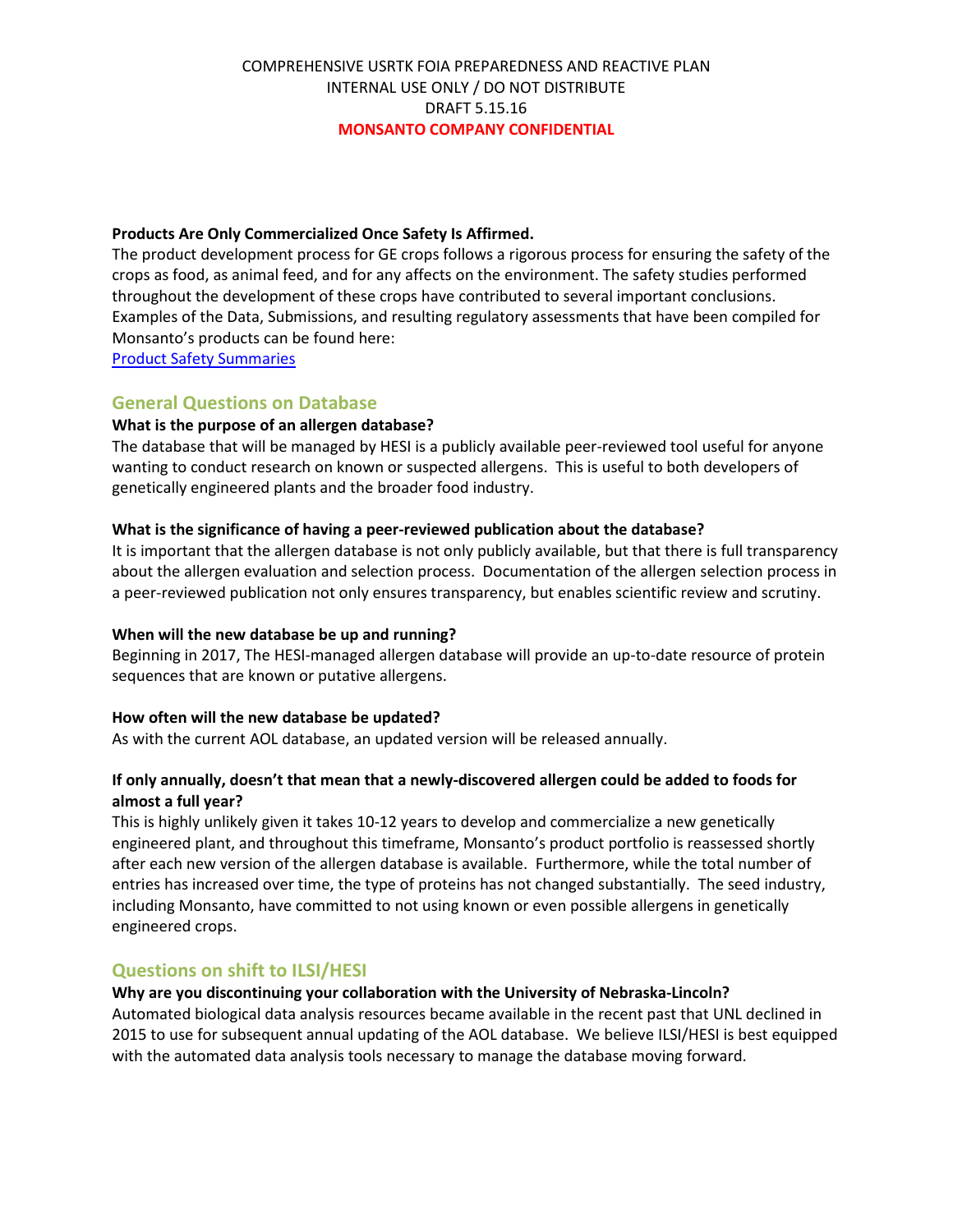COMPREHENSIVE USRTK FOIA PREPAREDNESS AND REACTIVE PLAN
INTERNAL USE ONLY / DO NOT DISTRIBUTE
DRAFT 5.15.16
**MONSANTO COMPANY CONFIDENTIAL**

**Products Are Only Commercialized Once Safety Is Affirmed.**
The product development process for GE crops follows a rigorous process for ensuring the safety of the crops as food, as animal feed, and for any affects on the environment. The safety studies performed throughout the development of these crops have contributed to several important conclusions. Examples of the Data, Submissions, and resulting regulatory assessments that have been compiled for Monsanto's products can be found here:
Product Safety Summaries

## General Questions on Database

**What is the purpose of an allergen database?**
The database that will be managed by HESI is a publicly available peer-reviewed tool useful for anyone wanting to conduct research on known or suspected allergens. This is useful to both developers of genetically engineered plants and the broader food industry.

**What is the significance of having a peer-reviewed publication about the database?**
It is important that the allergen database is not only publicly available, but that there is full transparency about the allergen evaluation and selection process. Documentation of the allergen selection process in a peer-reviewed publication not only ensures transparency, but enables scientific review and scrutiny.

**When will the new database be up and running?**
Beginning in 2017, The HESI-managed allergen database will provide an up-to-date resource of protein sequences that are known or putative allergens.

**How often will the new database be updated?**
As with the current AOL database, an updated version will be released annually.

**If only annually, doesn't that mean that a newly-discovered allergen could be added to foods for almost a full year?**
This is highly unlikely given it takes 10-12 years to develop and commercialize a new genetically engineered plant, and throughout this timeframe, Monsanto's product portfolio is reassessed shortly after each new version of the allergen database is available. Furthermore, while the total number of entries has increased over time, the type of proteins has not changed substantially. The seed industry, including Monsanto, have committed to not using known or even possible allergens in genetically engineered crops.

## Questions on shift to ILSI/HESI

**Why are you discontinuing your collaboration with the University of Nebraska-Lincoln?**
Automated biological data analysis resources became available in the recent past that UNL declined in 2015 to use for subsequent annual updating of the AOL database. We believe ILSI/HESI is best equipped with the automated data analysis tools necessary to manage the database moving forward.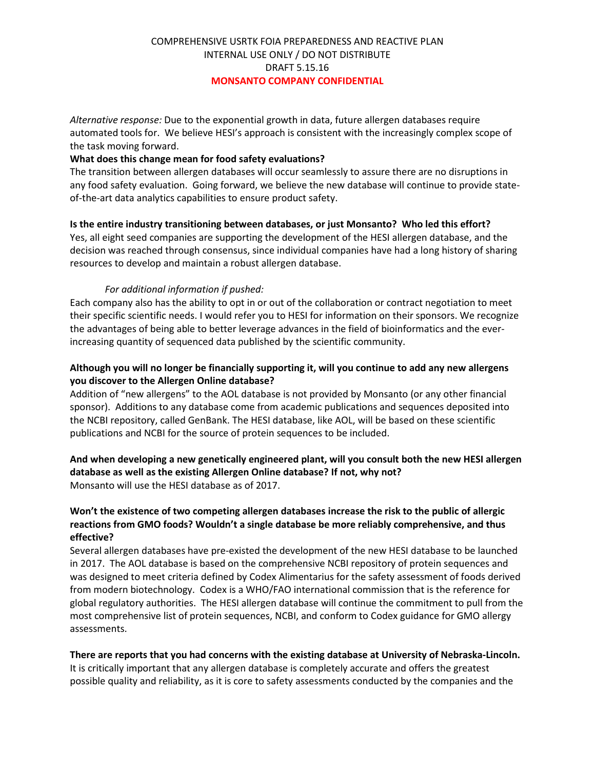*Alternative response:* Due to the exponential growth in data, future allergen databases require automated tools for. We believe HESI's approach is consistent with the increasingly complex scope of the task moving forward.

**What does this change mean for food safety evaluations?**

The transition between allergen databases will occur seamlessly to assure there are no disruptions in any food safety evaluation. Going forward, we believe the new database will continue to provide state-of-the-art data analytics capabilities to ensure product safety.

**Is the entire industry transitioning between databases, or just Monsanto? Who led this effort?**

Yes, all eight seed companies are supporting the development of the HESI allergen database, and the decision was reached through consensus, since individual companies have had a long history of sharing resources to develop and maintain a robust allergen database.

*For additional information if pushed:*

Each company also has the ability to opt in or out of the collaboration or contract negotiation to meet their specific scientific needs. I would refer you to HESI for information on their sponsors. We recognize the advantages of being able to better leverage advances in the field of bioinformatics and the ever-increasing quantity of sequenced data published by the scientific community.

**Although you will no longer be financially supporting it, will you continue to add any new allergens you discover to the Allergen Online database?**

Addition of "new allergens" to the AOL database is not provided by Monsanto (or any other financial sponsor). Additions to any database come from academic publications and sequences deposited into the NCBI repository, called GenBank. The HESI database, like AOL, will be based on these scientific publications and NCBI for the source of protein sequences to be included.

**And when developing a new genetically engineered plant, will you consult both the new HESI allergen database as well as the existing Allergen Online database? If not, why not?**

Monsanto will use the HESI database as of 2017.

**Won't the existence of two competing allergen databases increase the risk to the public of allergic reactions from GMO foods? Wouldn't a single database be more reliably comprehensive, and thus effective?**

Several allergen databases have pre-existed the development of the new HESI database to be launched in 2017. The AOL database is based on the comprehensive NCBI repository of protein sequences and was designed to meet criteria defined by Codex Alimentarius for the safety assessment of foods derived from modern biotechnology. Codex is a WHO/FAO international commission that is the reference for global regulatory authorities. The HESI allergen database will continue the commitment to pull from the most comprehensive list of protein sequences, NCBI, and conform to Codex guidance for GMO allergy assessments.

**There are reports that you had concerns with the existing database at University of Nebraska-Lincoln.**

It is critically important that any allergen database is completely accurate and offers the greatest possible quality and reliability, as it is core to safety assessments conducted by the companies and the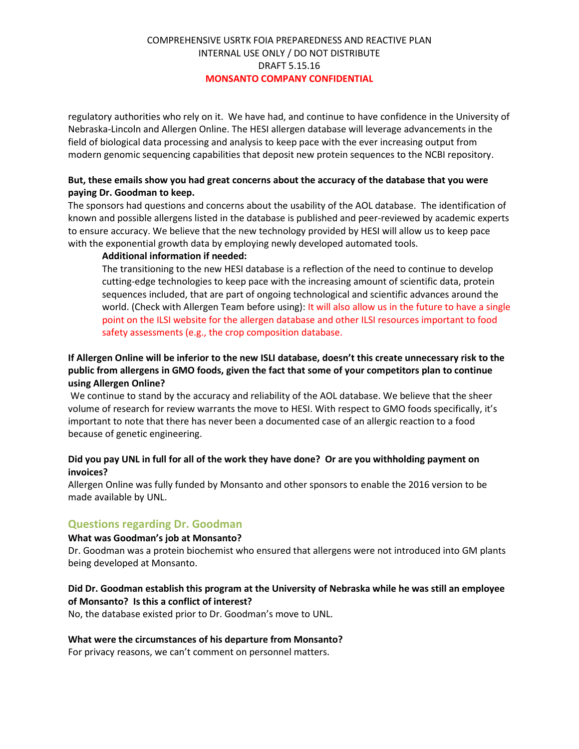regulatory authorities who rely on it. We have had, and continue to have confidence in the University of Nebraska-Lincoln and Allergen Online. The HESI allergen database will leverage advancements in the field of biological data processing and analysis to keep pace with the ever increasing output from modern genomic sequencing capabilities that deposit new protein sequences to the NCBI repository.

**But, these emails show you had great concerns about the accuracy of the database that you were paying Dr. Goodman to keep.**

The sponsors had questions and concerns about the usability of the AOL database. The identification of known and possible allergens listed in the database is published and peer-reviewed by academic experts to ensure accuracy. We believe that the new technology provided by HESI will allow us to keep pace with the exponential growth data by employing newly developed automated tools.

> **Additional information if needed:**
>
> The transitioning to the new HESI database is a reflection of the need to continue to develop cutting-edge technologies to keep pace with the increasing amount of scientific data, protein sequences included, that are part of ongoing technological and scientific advances around the world. (Check with Allergen Team before using): It will also allow us in the future to have a single point on the ILSI website for the allergen database and other ILSI resources important to food safety assessments (e.g., the crop composition database.

**If Allergen Online will be inferior to the new ISLI database, doesn't this create unnecessary risk to the public from allergens in GMO foods, given the fact that some of your competitors plan to continue using Allergen Online?**

We continue to stand by the accuracy and reliability of the AOL database. We believe that the sheer volume of research for review warrants the move to HESI. With respect to GMO foods specifically, it's important to note that there has never been a documented case of an allergic reaction to a food because of genetic engineering.

**Did you pay UNL in full for all of the work they have done? Or are you withholding payment on invoices?**

Allergen Online was fully funded by Monsanto and other sponsors to enable the 2016 version to be made available by UNL.

## Questions regarding Dr. Goodman

**What was Goodman's job at Monsanto?**

Dr. Goodman was a protein biochemist who ensured that allergens were not introduced into GM plants being developed at Monsanto.

**Did Dr. Goodman establish this program at the University of Nebraska while he was still an employee of Monsanto? Is this a conflict of interest?**

No, the database existed prior to Dr. Goodman's move to UNL.

**What were the circumstances of his departure from Monsanto?**

For privacy reasons, we can't comment on personnel matters.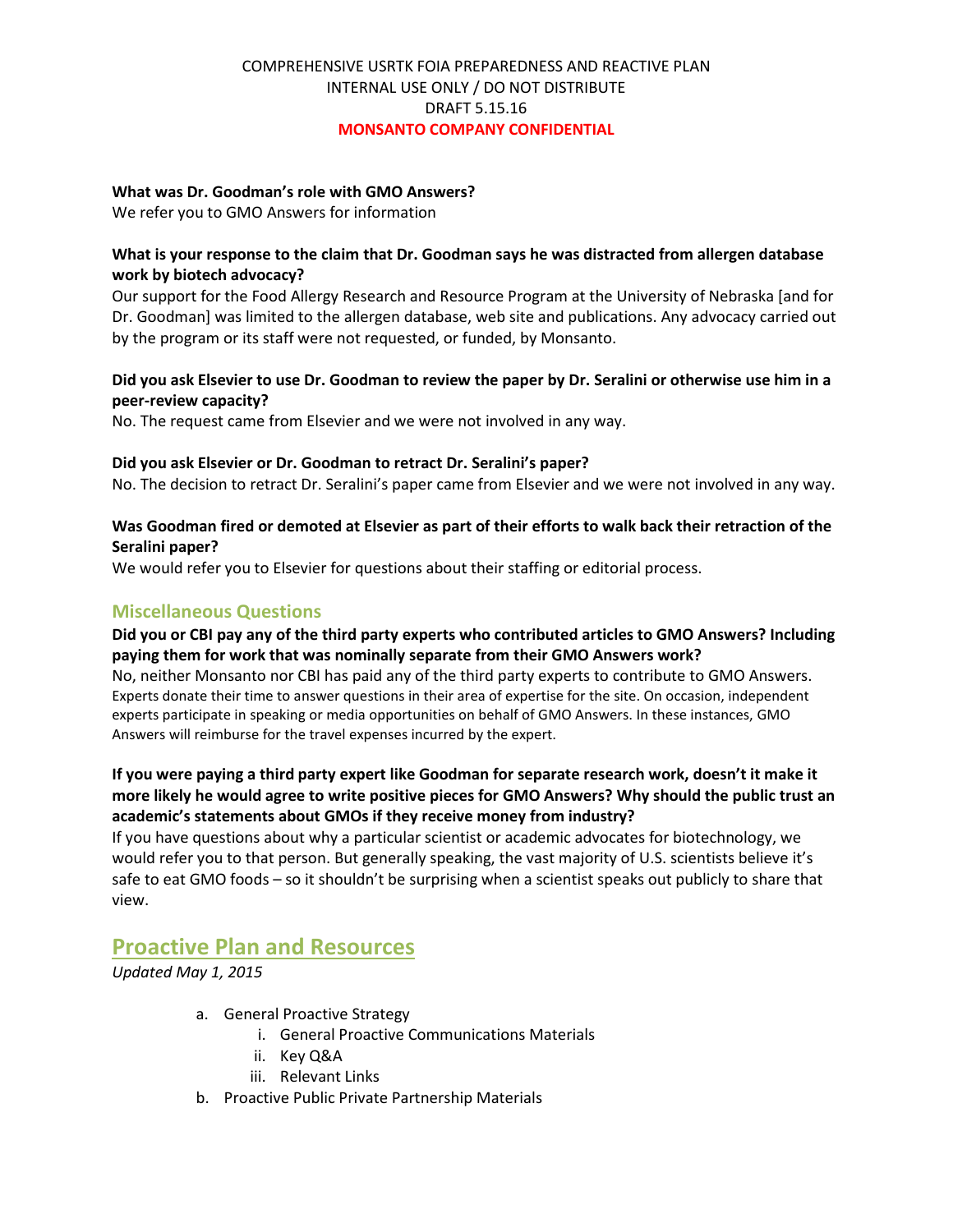COMPREHENSIVE USRTK FOIA PREPAREDNESS AND REACTIVE PLAN
INTERNAL USE ONLY / DO NOT DISTRIBUTE
DRAFT 5.15.16
**MONSANTO COMPANY CONFIDENTIAL**

**What was Dr. Goodman's role with GMO Answers?**
We refer you to GMO Answers for information

**What is your response to the claim that Dr. Goodman says he was distracted from allergen database work by biotech advocacy?**
Our support for the Food Allergy Research and Resource Program at the University of Nebraska [and for Dr. Goodman] was limited to the allergen database, web site and publications. Any advocacy carried out by the program or its staff were not requested, or funded, by Monsanto.

**Did you ask Elsevier to use Dr. Goodman to review the paper by Dr. Seralini or otherwise use him in a peer-review capacity?**
No. The request came from Elsevier and we were not involved in any way.

**Did you ask Elsevier or Dr. Goodman to retract Dr. Seralini's paper?**
No. The decision to retract Dr. Seralini's paper came from Elsevier and we were not involved in any way.

**Was Goodman fired or demoted at Elsevier as part of their efforts to walk back their retraction of the Seralini paper?**
We would refer you to Elsevier for questions about their staffing or editorial process.

### Miscellaneous Questions

**Did you or CBI pay any of the third party experts who contributed articles to GMO Answers? Including paying them for work that was nominally separate from their GMO Answers work?**
No, neither Monsanto nor CBI has paid any of the third party experts to contribute to GMO Answers. Experts donate their time to answer questions in their area of expertise for the site. On occasion, independent experts participate in speaking or media opportunities on behalf of GMO Answers. In these instances, GMO Answers will reimburse for the travel expenses incurred by the expert.

**If you were paying a third party expert like Goodman for separate research work, doesn't it make it more likely he would agree to write positive pieces for GMO Answers? Why should the public trust an academic's statements about GMOs if they receive money from industry?**
If you have questions about why a particular scientist or academic advocates for biotechnology, we would refer you to that person. But generally speaking, the vast majority of U.S. scientists believe it's safe to eat GMO foods – so it shouldn't be surprising when a scientist speaks out publicly to share that view.

## Proactive Plan and Resources

*Updated May 1, 2015*

a. General Proactive Strategy
   i. General Proactive Communications Materials
   ii. Key Q&A
   iii. Relevant Links
b. Proactive Public Private Partnership Materials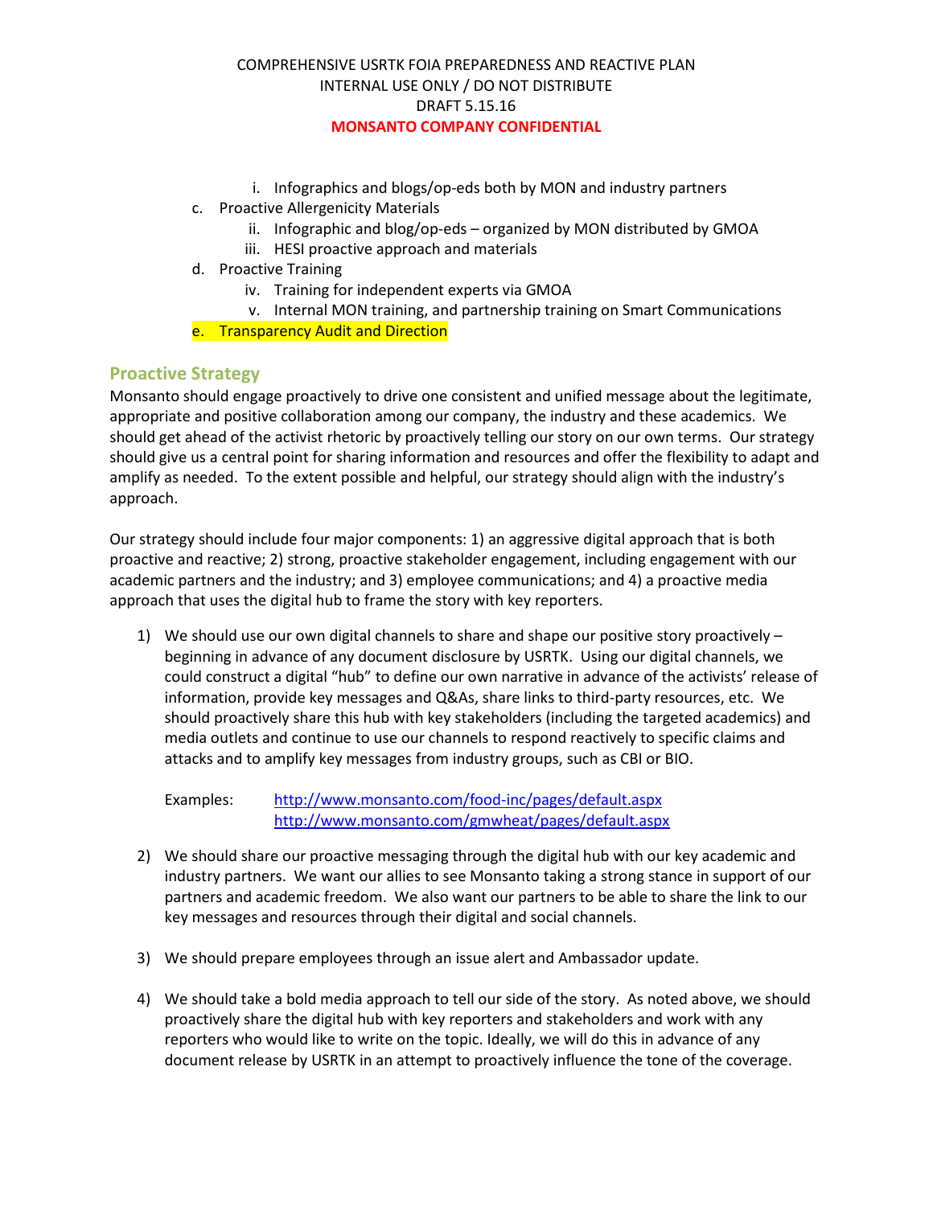i. Infographics and blogs/op-eds both by MON and industry partners

c. Proactive Allergenicity Materials
   ii. Infographic and blog/op-eds – organized by MON distributed by GMOA
   iii. HESI proactive approach and materials

d. Proactive Training
   iv. Training for independent experts via GMOA
   v. Internal MON training, and partnership training on Smart Communications

e. Transparency Audit and Direction

## Proactive Strategy

Monsanto should engage proactively to drive one consistent and unified message about the legitimate, appropriate and positive collaboration among our company, the industry and these academics. We should get ahead of the activist rhetoric by proactively telling our story on our own terms. Our strategy should give us a central point for sharing information and resources and offer the flexibility to adapt and amplify as needed. To the extent possible and helpful, our strategy should align with the industry's approach.

Our strategy should include four major components: 1) an aggressive digital approach that is both proactive and reactive; 2) strong, proactive stakeholder engagement, including engagement with our academic partners and the industry; and 3) employee communications; and 4) a proactive media approach that uses the digital hub to frame the story with key reporters.

1) We should use our own digital channels to share and shape our positive story proactively – beginning in advance of any document disclosure by USRTK. Using our digital channels, we could construct a digital "hub" to define our own narrative in advance of the activists' release of information, provide key messages and Q&As, share links to third-party resources, etc. We should proactively share this hub with key stakeholders (including the targeted academics) and media outlets and continue to use our channels to respond reactively to specific claims and attacks and to amplify key messages from industry groups, such as CBI or BIO.

   Examples: http://www.monsanto.com/food-inc/pages/default.aspx
   http://www.monsanto.com/gmwheat/pages/default.aspx

2) We should share our proactive messaging through the digital hub with our key academic and industry partners. We want our allies to see Monsanto taking a strong stance in support of our partners and academic freedom. We also want our partners to be able to share the link to our key messages and resources through their digital and social channels.

3) We should prepare employees through an issue alert and Ambassador update.

4) We should take a bold media approach to tell our side of the story. As noted above, we should proactively share the digital hub with key reporters and stakeholders and work with any reporters who would like to write on the topic. Ideally, we will do this in advance of any document release by USRTK in an attempt to proactively influence the tone of the coverage.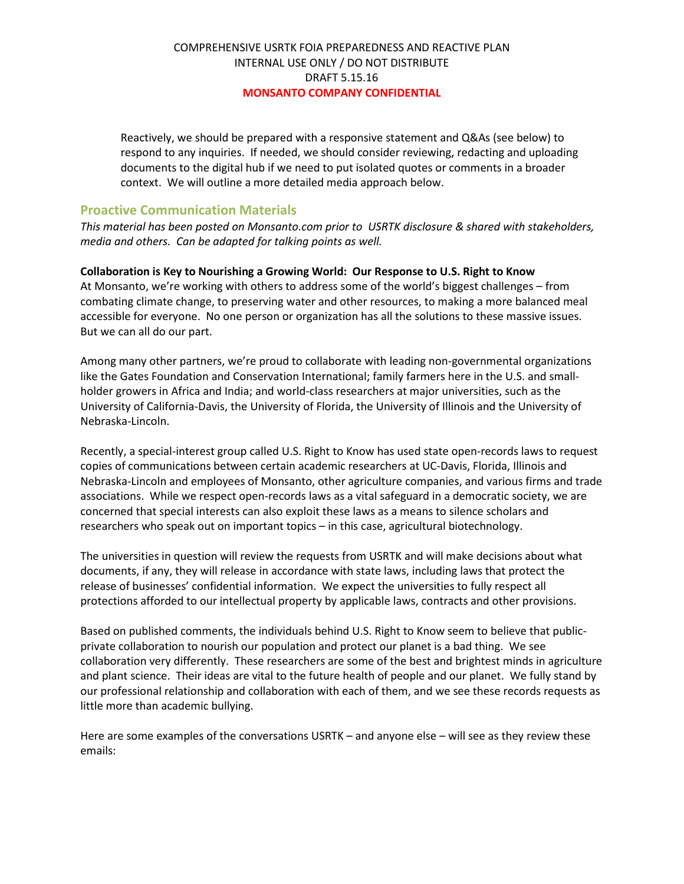Reactively, we should be prepared with a responsive statement and Q&As (see below) to respond to any inquiries. If needed, we should consider reviewing, redacting and uploading documents to the digital hub if we need to put isolated quotes or comments in a broader context. We will outline a more detailed media approach below.

## Proactive Communication Materials

*This material has been posted on Monsanto.com prior to USRTK disclosure & shared with stakeholders, media and others. Can be adapted for talking points as well.*

**Collaboration is Key to Nourishing a Growing World: Our Response to U.S. Right to Know**

At Monsanto, we're working with others to address some of the world's biggest challenges – from combating climate change, to preserving water and other resources, to making a more balanced meal accessible for everyone. No one person or organization has all the solutions to these massive issues. But we can all do our part.

Among many other partners, we're proud to collaborate with leading non-governmental organizations like the Gates Foundation and Conservation International; family farmers here in the U.S. and small-holder growers in Africa and India; and world-class researchers at major universities, such as the University of California-Davis, the University of Florida, the University of Illinois and the University of Nebraska-Lincoln.

Recently, a special-interest group called U.S. Right to Know has used state open-records laws to request copies of communications between certain academic researchers at UC-Davis, Florida, Illinois and Nebraska-Lincoln and employees of Monsanto, other agriculture companies, and various firms and trade associations. While we respect open-records laws as a vital safeguard in a democratic society, we are concerned that special interests can also exploit these laws as a means to silence scholars and researchers who speak out on important topics – in this case, agricultural biotechnology.

The universities in question will review the requests from USRTK and will make decisions about what documents, if any, they will release in accordance with state laws, including laws that protect the release of businesses' confidential information. We expect the universities to fully respect all protections afforded to our intellectual property by applicable laws, contracts and other provisions.

Based on published comments, the individuals behind U.S. Right to Know seem to believe that public-private collaboration to nourish our population and protect our planet is a bad thing. We see collaboration very differently. These researchers are some of the best and brightest minds in agriculture and plant science. Their ideas are vital to the future health of people and our planet. We fully stand by our professional relationship and collaboration with each of them, and we see these records requests as little more than academic bullying.

Here are some examples of the conversations USRTK – and anyone else – will see as they review these emails: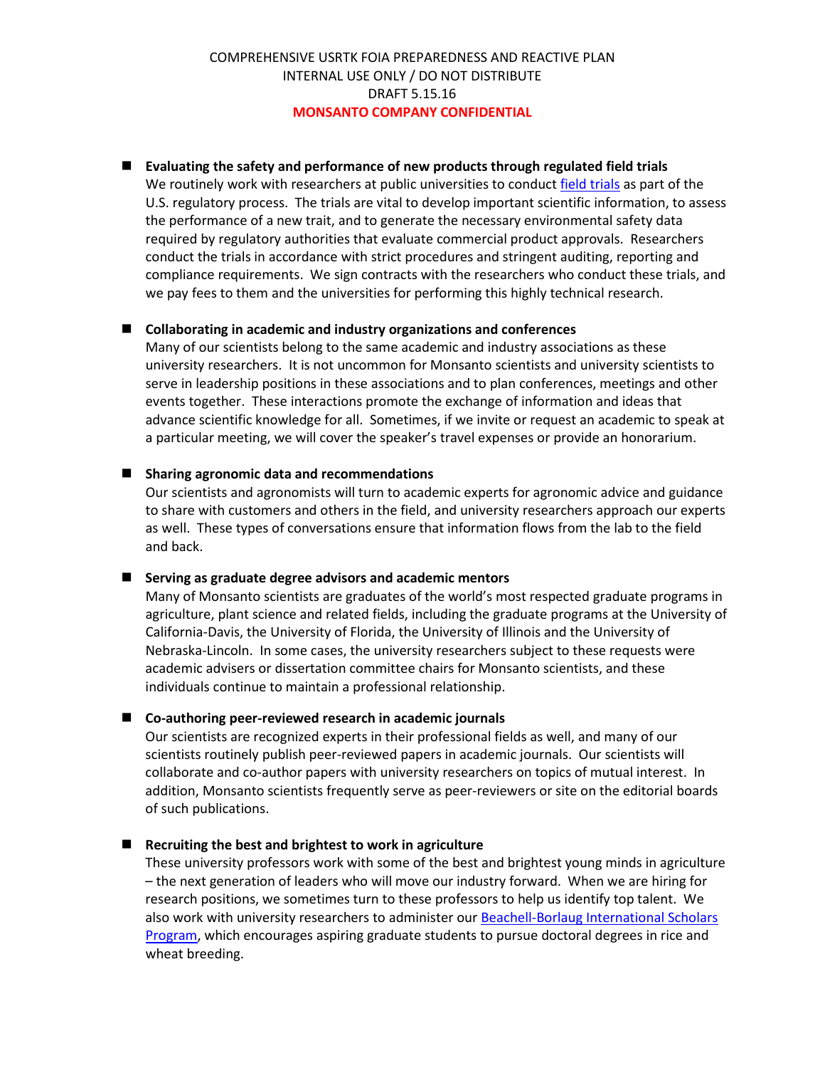COMPREHENSIVE USRTK FOIA PREPAREDNESS AND REACTIVE PLAN
INTERNAL USE ONLY / DO NOT DISTRIBUTE
DRAFT 5.15.16
**MONSANTO COMPANY CONFIDENTIAL**

- **Evaluating the safety and performance of new products through regulated field trials**
  We routinely work with researchers at public universities to conduct [field trials](field trials) as part of the U.S. regulatory process. The trials are vital to develop important scientific information, to assess the performance of a new trait, and to generate the necessary environmental safety data required by regulatory authorities that evaluate commercial product approvals. Researchers conduct the trials in accordance with strict procedures and stringent auditing, reporting and compliance requirements. We sign contracts with the researchers who conduct these trials, and we pay fees to them and the universities for performing this highly technical research.

- **Collaborating in academic and industry organizations and conferences**
  Many of our scientists belong to the same academic and industry associations as these university researchers. It is not uncommon for Monsanto scientists and university scientists to serve in leadership positions in these associations and to plan conferences, meetings and other events together. These interactions promote the exchange of information and ideas that advance scientific knowledge for all. Sometimes, if we invite or request an academic to speak at a particular meeting, we will cover the speaker's travel expenses or provide an honorarium.

- **Sharing agronomic data and recommendations**
  Our scientists and agronomists will turn to academic experts for agronomic advice and guidance to share with customers and others in the field, and university researchers approach our experts as well. These types of conversations ensure that information flows from the lab to the field and back.

- **Serving as graduate degree advisors and academic mentors**
  Many of Monsanto scientists are graduates of the world's most respected graduate programs in agriculture, plant science and related fields, including the graduate programs at the University of California-Davis, the University of Florida, the University of Illinois and the University of Nebraska-Lincoln. In some cases, the university researchers subject to these requests were academic advisers or dissertation committee chairs for Monsanto scientists, and these individuals continue to maintain a professional relationship.

- **Co-authoring peer-reviewed research in academic journals**
  Our scientists are recognized experts in their professional fields as well, and many of our scientists routinely publish peer-reviewed papers in academic journals. Our scientists will collaborate and co-author papers with university researchers on topics of mutual interest. In addition, Monsanto scientists frequently serve as peer-reviewers or site on the editorial boards of such publications.

- **Recruiting the best and brightest to work in agriculture**
  These university professors work with some of the best and brightest young minds in agriculture – the next generation of leaders who will move our industry forward. When we are hiring for research positions, we sometimes turn to these professors to help us identify top talent. We also work with university researchers to administer our [Beachell-Borlaug International Scholars Program](Beachell-Borlaug International Scholars Program), which encourages aspiring graduate students to pursue doctoral degrees in rice and wheat breeding.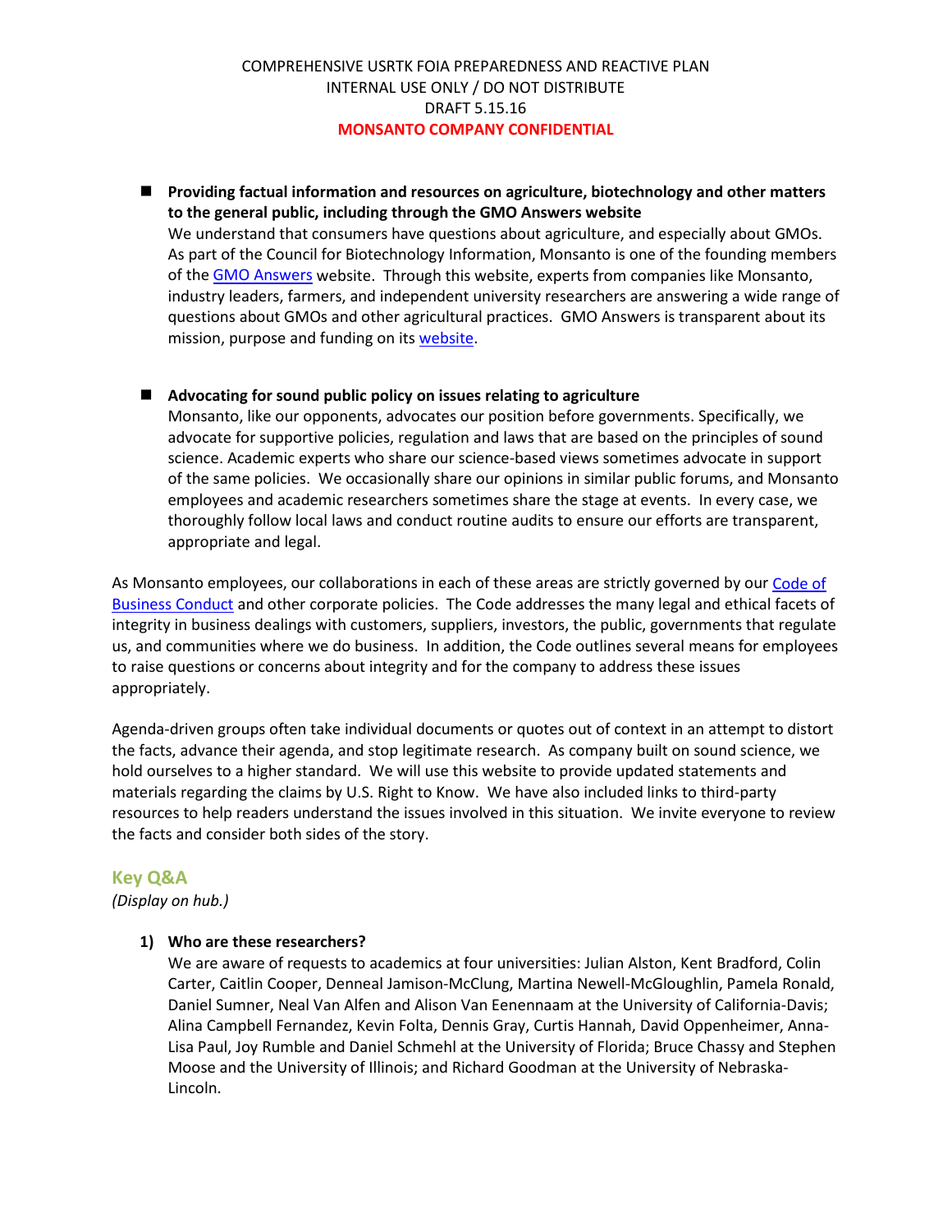COMPREHENSIVE USRTK FOIA PREPAREDNESS AND REACTIVE PLAN
INTERNAL USE ONLY / DO NOT DISTRIBUTE
DRAFT 5.15.16
**MONSANTO COMPANY CONFIDENTIAL**

- **Providing factual information and resources on agriculture, biotechnology and other matters to the general public, including through the GMO Answers website**
  We understand that consumers have questions about agriculture, and especially about GMOs. As part of the Council for Biotechnology Information, Monsanto is one of the founding members of the GMO Answers website. Through this website, experts from companies like Monsanto, industry leaders, farmers, and independent university researchers are answering a wide range of questions about GMOs and other agricultural practices. GMO Answers is transparent about its mission, purpose and funding on its website.

- **Advocating for sound public policy on issues relating to agriculture**
  Monsanto, like our opponents, advocates our position before governments. Specifically, we advocate for supportive policies, regulation and laws that are based on the principles of sound science. Academic experts who share our science-based views sometimes advocate in support of the same policies. We occasionally share our opinions in similar public forums, and Monsanto employees and academic researchers sometimes share the stage at events. In every case, we thoroughly follow local laws and conduct routine audits to ensure our efforts are transparent, appropriate and legal.

As Monsanto employees, our collaborations in each of these areas are strictly governed by our Code of Business Conduct and other corporate policies. The Code addresses the many legal and ethical facets of integrity in business dealings with customers, suppliers, investors, the public, governments that regulate us, and communities where we do business. In addition, the Code outlines several means for employees to raise questions or concerns about integrity and for the company to address these issues appropriately.

Agenda-driven groups often take individual documents or quotes out of context in an attempt to distort the facts, advance their agenda, and stop legitimate research. As company built on sound science, we hold ourselves to a higher standard. We will use this website to provide updated statements and materials regarding the claims by U.S. Right to Know. We have also included links to third-party resources to help readers understand the issues involved in this situation. We invite everyone to review the facts and consider both sides of the story.

## Key Q&A

*(Display on hub.)*

1) **Who are these researchers?**
   We are aware of requests to academics at four universities: Julian Alston, Kent Bradford, Colin Carter, Caitlin Cooper, Denneal Jamison-McClung, Martina Newell-McGloughlin, Pamela Ronald, Daniel Sumner, Neal Van Alfen and Alison Van Eenennaam at the University of California-Davis; Alina Campbell Fernandez, Kevin Folta, Dennis Gray, Curtis Hannah, David Oppenheimer, Anna-Lisa Paul, Joy Rumble and Daniel Schmehl at the University of Florida; Bruce Chassy and Stephen Moose and the University of Illinois; and Richard Goodman at the University of Nebraska-Lincoln.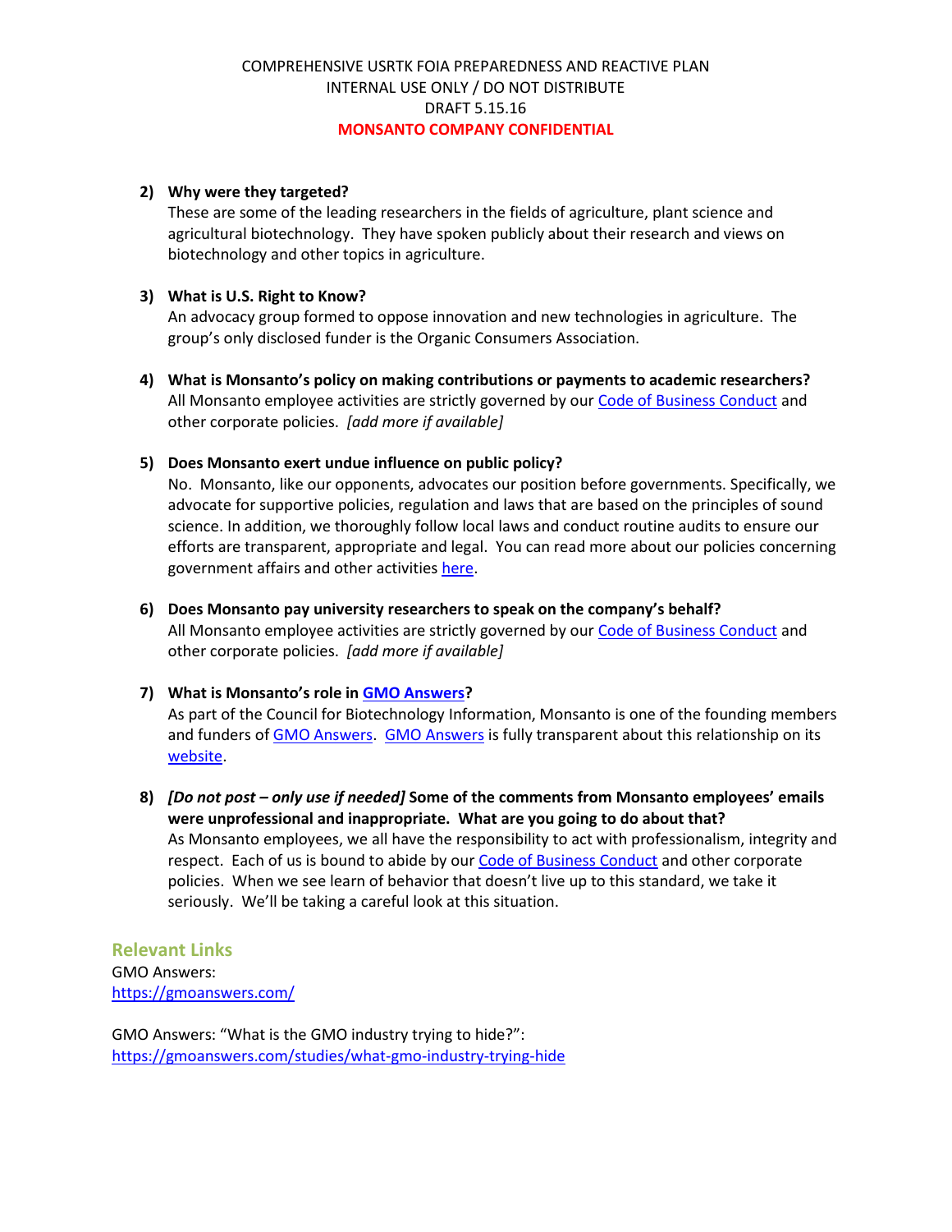2) **Why were they targeted?**
   These are some of the leading researchers in the fields of agriculture, plant science and agricultural biotechnology. They have spoken publicly about their research and views on biotechnology and other topics in agriculture.

3) **What is U.S. Right to Know?**
   An advocacy group formed to oppose innovation and new technologies in agriculture. The group's only disclosed funder is the Organic Consumers Association.

4) **What is Monsanto's policy on making contributions or payments to academic researchers?**
   All Monsanto employee activities are strictly governed by our Code of Business Conduct and other corporate policies. *[add more if available]*

5) **Does Monsanto exert undue influence on public policy?**
   No. Monsanto, like our opponents, advocates our position before governments. Specifically, we advocate for supportive policies, regulation and laws that are based on the principles of sound science. In addition, we thoroughly follow local laws and conduct routine audits to ensure our efforts are transparent, appropriate and legal. You can read more about our policies concerning government affairs and other activities here.

6) **Does Monsanto pay university researchers to speak on the company's behalf?**
   All Monsanto employee activities are strictly governed by our Code of Business Conduct and other corporate policies. *[add more if available]*

7) **What is Monsanto's role in GMO Answers?**
   As part of the Council for Biotechnology Information, Monsanto is one of the founding members and funders of GMO Answers. GMO Answers is fully transparent about this relationship on its website.

8) ***[Do not post – only use if needed]*** **Some of the comments from Monsanto employees' emails were unprofessional and inappropriate. What are you going to do about that?**
   As Monsanto employees, we all have the responsibility to act with professionalism, integrity and respect. Each of us is bound to abide by our Code of Business Conduct and other corporate policies. When we see learn of behavior that doesn't live up to this standard, we take it seriously. We'll be taking a careful look at this situation.

## Relevant Links

GMO Answers:
https://gmoanswers.com/

GMO Answers: "What is the GMO industry trying to hide?":
https://gmoanswers.com/studies/what-gmo-industry-trying-hide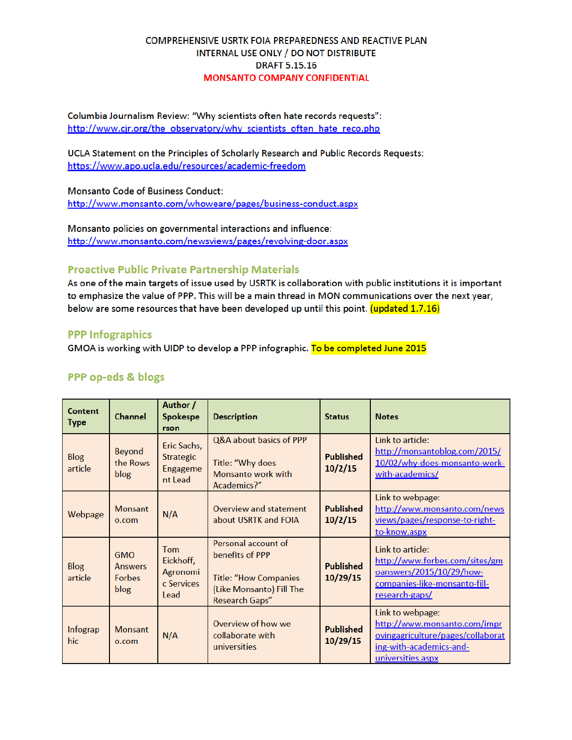COMPREHENSIVE USRTK FOIA PREPAREDNESS AND REACTIVE PLAN
INTERNAL USE ONLY / DO NOT DISTRIBUTE
DRAFT 5.15.16
MONSANTO COMPANY CONFIDENTIAL

Columbia Journalism Review: "Why scientists often hate records requests":
http://www.cjr.org/the_observatory/why_scientists_often_hate_reco.php

UCLA Statement on the Principles of Scholarly Research and Public Records Requests:
https://www.apo.ucla.edu/resources/academic-freedom

Monsanto Code of Business Conduct:
http://www.monsanto.com/whoweare/pages/business-conduct.aspx

Monsanto policies on governmental interactions and influence:
http://www.monsanto.com/newsviews/pages/revolving-door.aspx

## Proactive Public Private Partnership Materials

As one of the main targets of issue used by USRTK is collaboration with public institutions it is important to emphasize the value of PPP. This will be a main thread in MON communications over the next year, below are some resources that have been developed up until this point. (updated 1.7.16)

## PPP Infographics

GMOA is working with UIDP to develop a PPP infographic. To be completed June 2015

## PPP op-eds & blogs

| Content Type | Channel | Author / Spokesperson | Description | Status | Notes |
|---|---|---|---|---|---|
| Blog article | Beyond the Rows blog | Eric Sachs, Strategic Engagement Lead | Q&A about basics of PPP<br><br>Title: "Why does Monsanto work with Academics?" | **Published 10/2/15** | Link to article: http://monsantoblog.com/2015/10/02/why-does-monsanto-work-with-academics/ |
| Webpage | Monsanto.com | N/A | Overview and statement about USRTK and FOIA | **Published 10/2/15** | Link to webpage: http://www.monsanto.com/newsviews/pages/response-to-right-to-know.aspx |
| Blog article | GMO Answers Forbes blog | Tom Eickhoff, Agronomic Services Lead | Personal account of benefits of PPP<br><br>Title: "How Companies (Like Monsanto) Fill The Research Gaps" | **Published 10/29/15** | Link to article: http://www.forbes.com/sites/gmoanswers/2015/10/29/how-companies-like-monsanto-fill-research-gaps/ |
| Infographic | Monsanto.com | N/A | Overview of how we collaborate with universities | **Published 10/29/15** | Link to webpage: http://www.monsanto.com/improvingagriculture/pages/collaborating-with-academics-and-universities.aspx |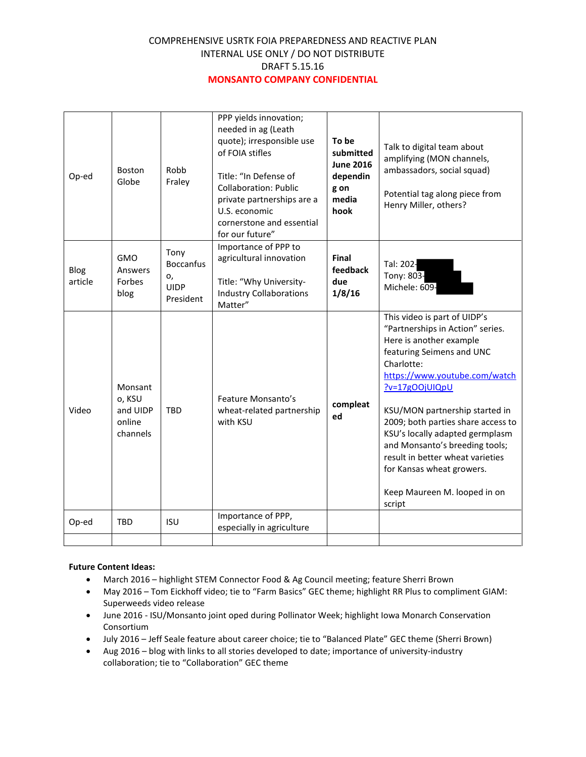COMPREHENSIVE USRTK FOIA PREPAREDNESS AND REACTIVE PLAN
INTERNAL USE ONLY / DO NOT DISTRIBUTE
DRAFT 5.15.16
**MONSANTO COMPANY CONFIDENTIAL**

| | | | | | |
|---|---|---|---|---|---|
| Op-ed | Boston Globe | Robb Fraley | PPP yields innovation; needed in ag (Leath quote); irresponsible use of FOIA stifles<br><br>Title: "In Defense of Collaboration: Public private partnerships are a U.S. economic cornerstone and essential for our future" | **To be submitted June 2016 depending on media hook** | Talk to digital team about amplifying (MON channels, ambassadors, social squad)<br><br>Potential tag along piece from Henry Miller, others? |
| Blog article | GMO Answers Forbes blog | Tony Boccanfuso, UIDP President | Importance of PPP to agricultural innovation<br><br>Title: "Why University-Industry Collaborations Matter" | **Final feedback due 1/8/16** | Tal: 202-<br>Tony: 803-<br>Michele: 609- |
| Video | Monsanto, KSU and UIDP online channels | TBD | Feature Monsanto's wheat-related partnership with KSU | **compleated** | This video is part of UIDP's "Partnerships in Action" series. Here is another example featuring Seimens and UNC Charlotte: https://www.youtube.com/watch?v=17gOOjUIQpU<br><br>KSU/MON partnership started in 2009; both parties share access to KSU's locally adapted germplasm and Monsanto's breeding tools; result in better wheat varieties for Kansas wheat growers.<br><br>Keep Maureen M. looped in on script |
| Op-ed | TBD | ISU | Importance of PPP, especially in agriculture | | |
| | | | | | |

**Future Content Ideas:**

- March 2016 – highlight STEM Connector Food & Ag Council meeting; feature Sherri Brown
- May 2016 – Tom Eickhoff video; tie to "Farm Basics" GEC theme; highlight RR Plus to compliment GIAM: Superweeds video release
- June 2016 - ISU/Monsanto joint oped during Pollinator Week; highlight Iowa Monarch Conservation Consortium
- July 2016 – Jeff Seale feature about career choice; tie to "Balanced Plate" GEC theme (Sherri Brown)
- Aug 2016 – blog with links to all stories developed to date; importance of university-industry collaboration; tie to "Collaboration" GEC theme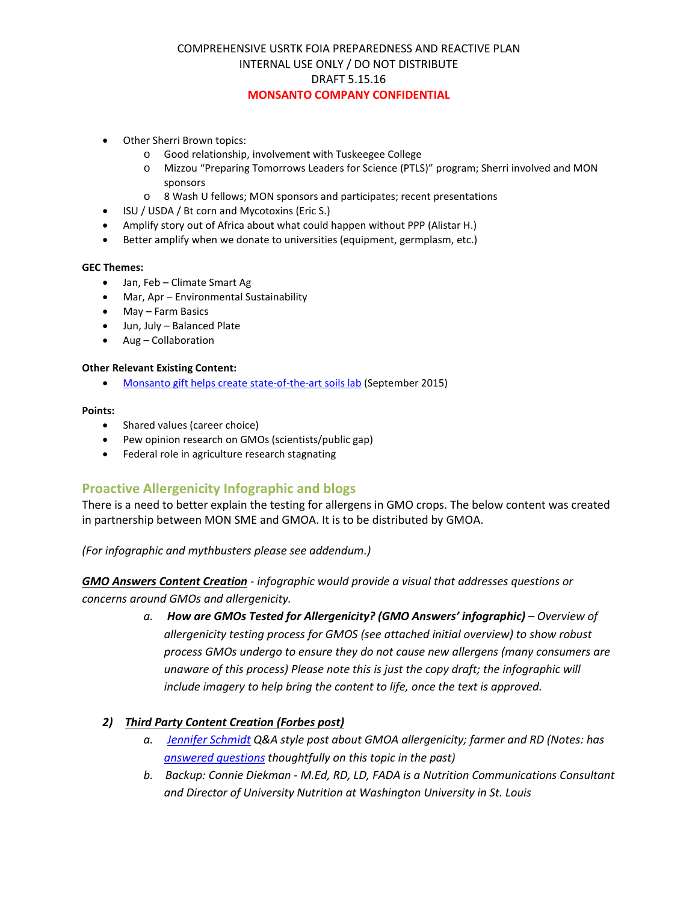COMPREHENSIVE USRTK FOIA PREPAREDNESS AND REACTIVE PLAN
INTERNAL USE ONLY / DO NOT DISTRIBUTE
DRAFT 5.15.16
**MONSANTO COMPANY CONFIDENTIAL**

- Other Sherri Brown topics:
  - Good relationship, involvement with Tuskeegee College
  - Mizzou "Preparing Tomorrows Leaders for Science (PTLS)" program; Sherri involved and MON sponsors
  - 8 Wash U fellows; MON sponsors and participates; recent presentations
- ISU / USDA / Bt corn and Mycotoxins (Eric S.)
- Amplify story out of Africa about what could happen without PPP (Alistar H.)
- Better amplify when we donate to universities (equipment, germplasm, etc.)

**GEC Themes:**

- Jan, Feb – Climate Smart Ag
- Mar, Apr – Environmental Sustainability
- May – Farm Basics
- Jun, July – Balanced Plate
- Aug – Collaboration

**Other Relevant Existing Content:**

- Monsanto gift helps create state-of-the-art soils lab (September 2015)

**Points:**

- Shared values (career choice)
- Pew opinion research on GMOs (scientists/public gap)
- Federal role in agriculture research stagnating

## Proactive Allergenicity Infographic and blogs

There is a need to better explain the testing for allergens in GMO crops. The below content was created in partnership between MON SME and GMOA. It is to be distributed by GMOA.

*(For infographic and mythbusters please see addendum.)*

***GMO Answers Content Creation*** *- infographic would provide a visual that addresses questions or concerns around GMOs and allergenicity.*

*a. **How are GMOs Tested for Allergenicity? (GMO Answers' infographic)** – Overview of allergenicity testing process for GMOS (see attached initial overview) to show robust process GMOs undergo to ensure they do not cause new allergens (many consumers are unaware of this process) Please note this is just the copy draft; the infographic will include imagery to help bring the content to life, once the text is approved.*

***2) Third Party Content Creation (Forbes post)***

*a. Jennifer Schmidt Q&A style post about GMOA allergenicity; farmer and RD (Notes: has answered questions thoughtfully on this topic in the past)*

*b. Backup: Connie Diekman - M.Ed, RD, LD, FADA is a Nutrition Communications Consultant and Director of University Nutrition at Washington University in St. Louis*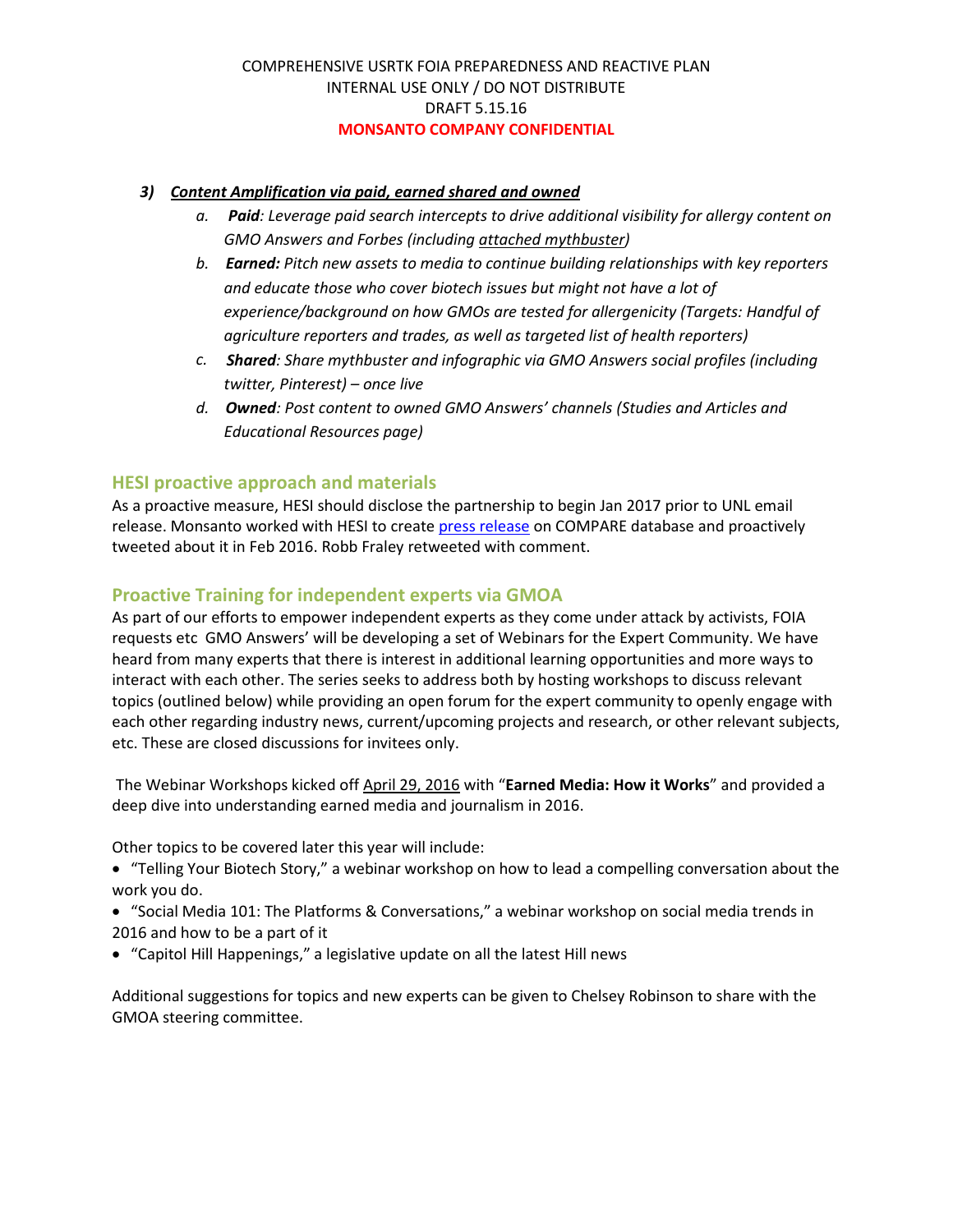COMPREHENSIVE USRTK FOIA PREPAREDNESS AND REACTIVE PLAN
INTERNAL USE ONLY / DO NOT DISTRIBUTE
DRAFT 5.15.16
**MONSANTO COMPANY CONFIDENTIAL**

***3) Content Amplification via paid, earned shared and owned***

a. ***Paid****: Leverage paid search intercepts to drive additional visibility for allergy content on GMO Answers and Forbes (including attached mythbuster)*
b. ***Earned:*** *Pitch new assets to media to continue building relationships with key reporters and educate those who cover biotech issues but might not have a lot of experience/background on how GMOs are tested for allergenicity (Targets: Handful of agriculture reporters and trades, as well as targeted list of health reporters)*
c. ***Shared****: Share mythbuster and infographic via GMO Answers social profiles (including twitter, Pinterest) – once live*
d. ***Owned****: Post content to owned GMO Answers' channels (Studies and Articles and Educational Resources page)*

## HESI proactive approach and materials

As a proactive measure, HESI should disclose the partnership to begin Jan 2017 prior to UNL email release. Monsanto worked with HESI to create press release on COMPARE database and proactively tweeted about it in Feb 2016. Robb Fraley retweeted with comment.

## Proactive Training for independent experts via GMOA

As part of our efforts to empower independent experts as they come under attack by activists, FOIA requests etc GMO Answers' will be developing a set of Webinars for the Expert Community. We have heard from many experts that there is interest in additional learning opportunities and more ways to interact with each other. The series seeks to address both by hosting workshops to discuss relevant topics (outlined below) while providing an open forum for the expert community to openly engage with each other regarding industry news, current/upcoming projects and research, or other relevant subjects, etc. These are closed discussions for invitees only.

The Webinar Workshops kicked off April 29, 2016 with "**Earned Media: How it Works**" and provided a deep dive into understanding earned media and journalism in 2016.

Other topics to be covered later this year will include:

- "Telling Your Biotech Story," a webinar workshop on how to lead a compelling conversation about the work you do.
- "Social Media 101: The Platforms & Conversations," a webinar workshop on social media trends in 2016 and how to be a part of it
- "Capitol Hill Happenings," a legislative update on all the latest Hill news

Additional suggestions for topics and new experts can be given to Chelsey Robinson to share with the GMOA steering committee.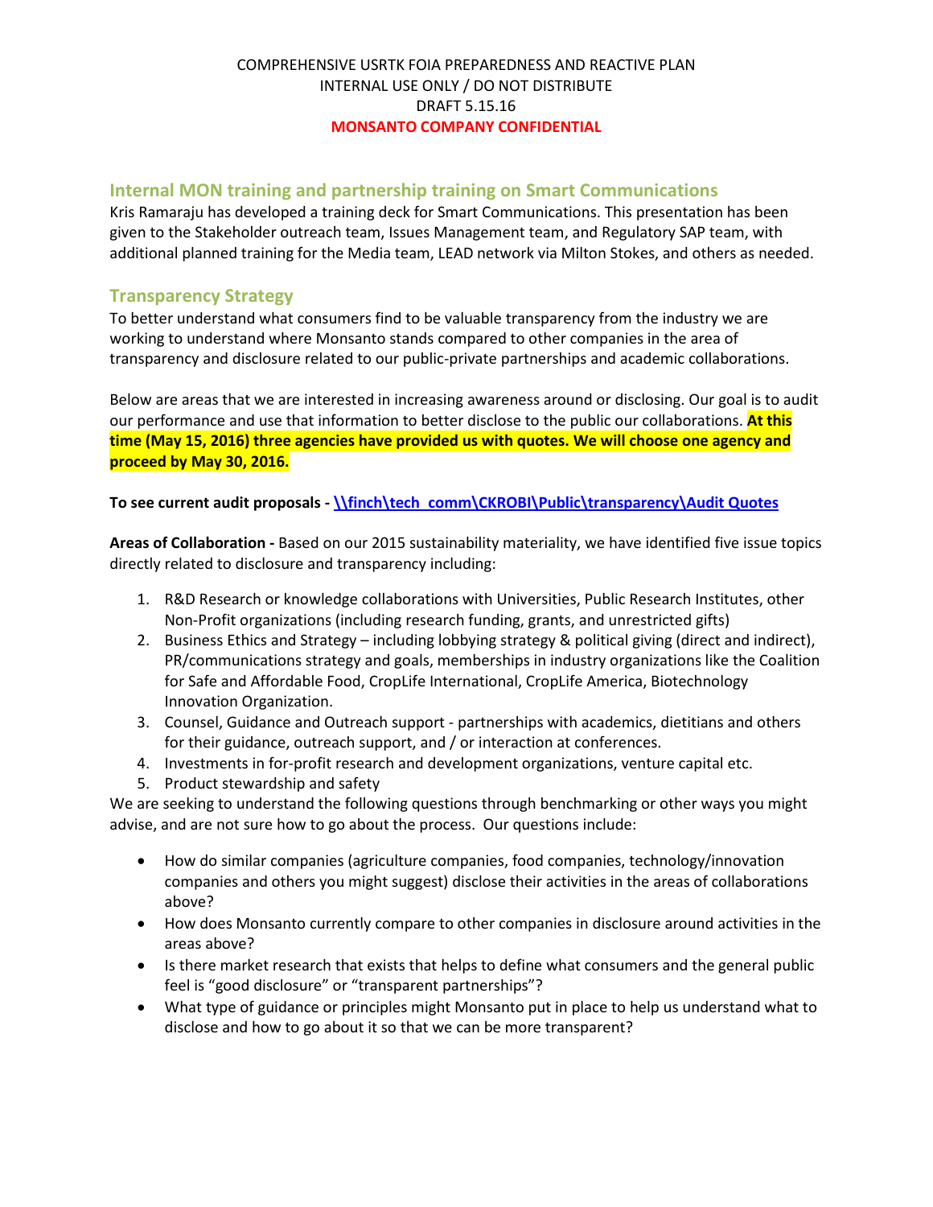COMPREHENSIVE USRTK FOIA PREPAREDNESS AND REACTIVE PLAN
INTERNAL USE ONLY / DO NOT DISTRIBUTE
DRAFT 5.15.16
**MONSANTO COMPANY CONFIDENTIAL**

## Internal MON training and partnership training on Smart Communications

Kris Ramaraju has developed a training deck for Smart Communications. This presentation has been given to the Stakeholder outreach team, Issues Management team, and Regulatory SAP team, with additional planned training for the Media team, LEAD network via Milton Stokes, and others as needed.

## Transparency Strategy

To better understand what consumers find to be valuable transparency from the industry we are working to understand where Monsanto stands compared to other companies in the area of transparency and disclosure related to our public-private partnerships and academic collaborations.

Below are areas that we are interested in increasing awareness around or disclosing. Our goal is to audit our performance and use that information to better disclose to the public our collaborations. **At this time (May 15, 2016) three agencies have provided us with quotes. We will choose one agency and proceed by May 30, 2016.**

**To see current audit proposals - \\finch\tech_comm\CKROBI\Public\transparency\Audit Quotes**

**Areas of Collaboration -** Based on our 2015 sustainability materiality, we have identified five issue topics directly related to disclosure and transparency including:

1. R&D Research or knowledge collaborations with Universities, Public Research Institutes, other Non-Profit organizations (including research funding, grants, and unrestricted gifts)
2. Business Ethics and Strategy – including lobbying strategy & political giving (direct and indirect), PR/communications strategy and goals, memberships in industry organizations like the Coalition for Safe and Affordable Food, CropLife International, CropLife America, Biotechnology Innovation Organization.
3. Counsel, Guidance and Outreach support - partnerships with academics, dietitians and others for their guidance, outreach support, and / or interaction at conferences.
4. Investments in for-profit research and development organizations, venture capital etc.
5. Product stewardship and safety

We are seeking to understand the following questions through benchmarking or other ways you might advise, and are not sure how to go about the process. Our questions include:

- How do similar companies (agriculture companies, food companies, technology/innovation companies and others you might suggest) disclose their activities in the areas of collaborations above?
- How does Monsanto currently compare to other companies in disclosure around activities in the areas above?
- Is there market research that exists that helps to define what consumers and the general public feel is "good disclosure" or "transparent partnerships"?
- What type of guidance or principles might Monsanto put in place to help us understand what to disclose and how to go about it so that we can be more transparent?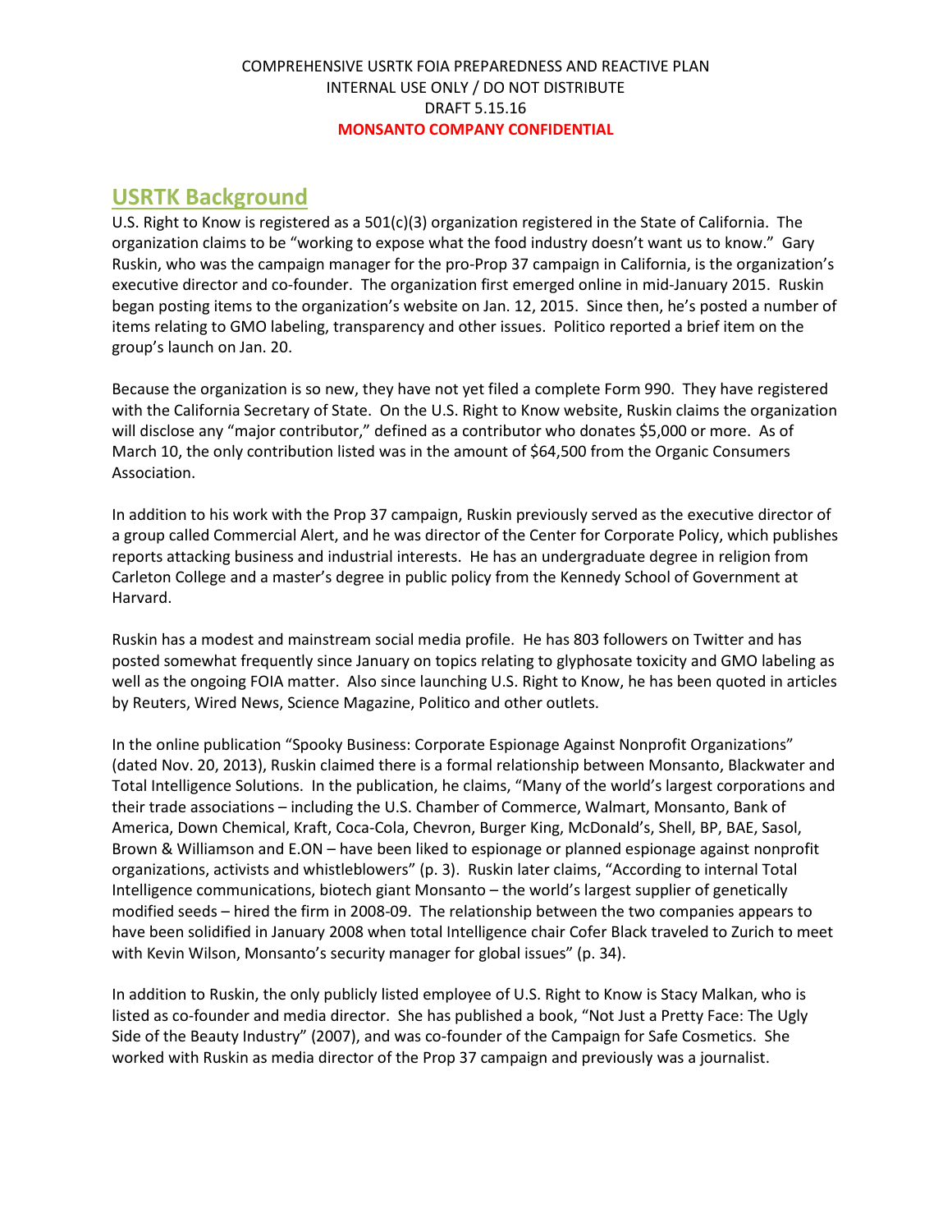COMPREHENSIVE USRTK FOIA PREPAREDNESS AND REACTIVE PLAN
INTERNAL USE ONLY / DO NOT DISTRIBUTE
DRAFT 5.15.16
**MONSANTO COMPANY CONFIDENTIAL**

## USRTK Background

U.S. Right to Know is registered as a 501(c)(3) organization registered in the State of California. The organization claims to be "working to expose what the food industry doesn't want us to know." Gary Ruskin, who was the campaign manager for the pro-Prop 37 campaign in California, is the organization's executive director and co-founder. The organization first emerged online in mid-January 2015. Ruskin began posting items to the organization's website on Jan. 12, 2015. Since then, he's posted a number of items relating to GMO labeling, transparency and other issues. Politico reported a brief item on the group's launch on Jan. 20.

Because the organization is so new, they have not yet filed a complete Form 990. They have registered with the California Secretary of State. On the U.S. Right to Know website, Ruskin claims the organization will disclose any "major contributor," defined as a contributor who donates $5,000 or more. As of March 10, the only contribution listed was in the amount of $64,500 from the Organic Consumers Association.

In addition to his work with the Prop 37 campaign, Ruskin previously served as the executive director of a group called Commercial Alert, and he was director of the Center for Corporate Policy, which publishes reports attacking business and industrial interests. He has an undergraduate degree in religion from Carleton College and a master's degree in public policy from the Kennedy School of Government at Harvard.

Ruskin has a modest and mainstream social media profile. He has 803 followers on Twitter and has posted somewhat frequently since January on topics relating to glyphosate toxicity and GMO labeling as well as the ongoing FOIA matter. Also since launching U.S. Right to Know, he has been quoted in articles by Reuters, Wired News, Science Magazine, Politico and other outlets.

In the online publication "Spooky Business: Corporate Espionage Against Nonprofit Organizations" (dated Nov. 20, 2013), Ruskin claimed there is a formal relationship between Monsanto, Blackwater and Total Intelligence Solutions. In the publication, he claims, "Many of the world's largest corporations and their trade associations – including the U.S. Chamber of Commerce, Walmart, Monsanto, Bank of America, Down Chemical, Kraft, Coca-Cola, Chevron, Burger King, McDonald's, Shell, BP, BAE, Sasol, Brown & Williamson and E.ON – have been liked to espionage or planned espionage against nonprofit organizations, activists and whistleblowers" (p. 3). Ruskin later claims, "According to internal Total Intelligence communications, biotech giant Monsanto – the world's largest supplier of genetically modified seeds – hired the firm in 2008-09. The relationship between the two companies appears to have been solidified in January 2008 when total Intelligence chair Cofer Black traveled to Zurich to meet with Kevin Wilson, Monsanto's security manager for global issues" (p. 34).

In addition to Ruskin, the only publicly listed employee of U.S. Right to Know is Stacy Malkan, who is listed as co-founder and media director. She has published a book, "Not Just a Pretty Face: The Ugly Side of the Beauty Industry" (2007), and was co-founder of the Campaign for Safe Cosmetics. She worked with Ruskin as media director of the Prop 37 campaign and previously was a journalist.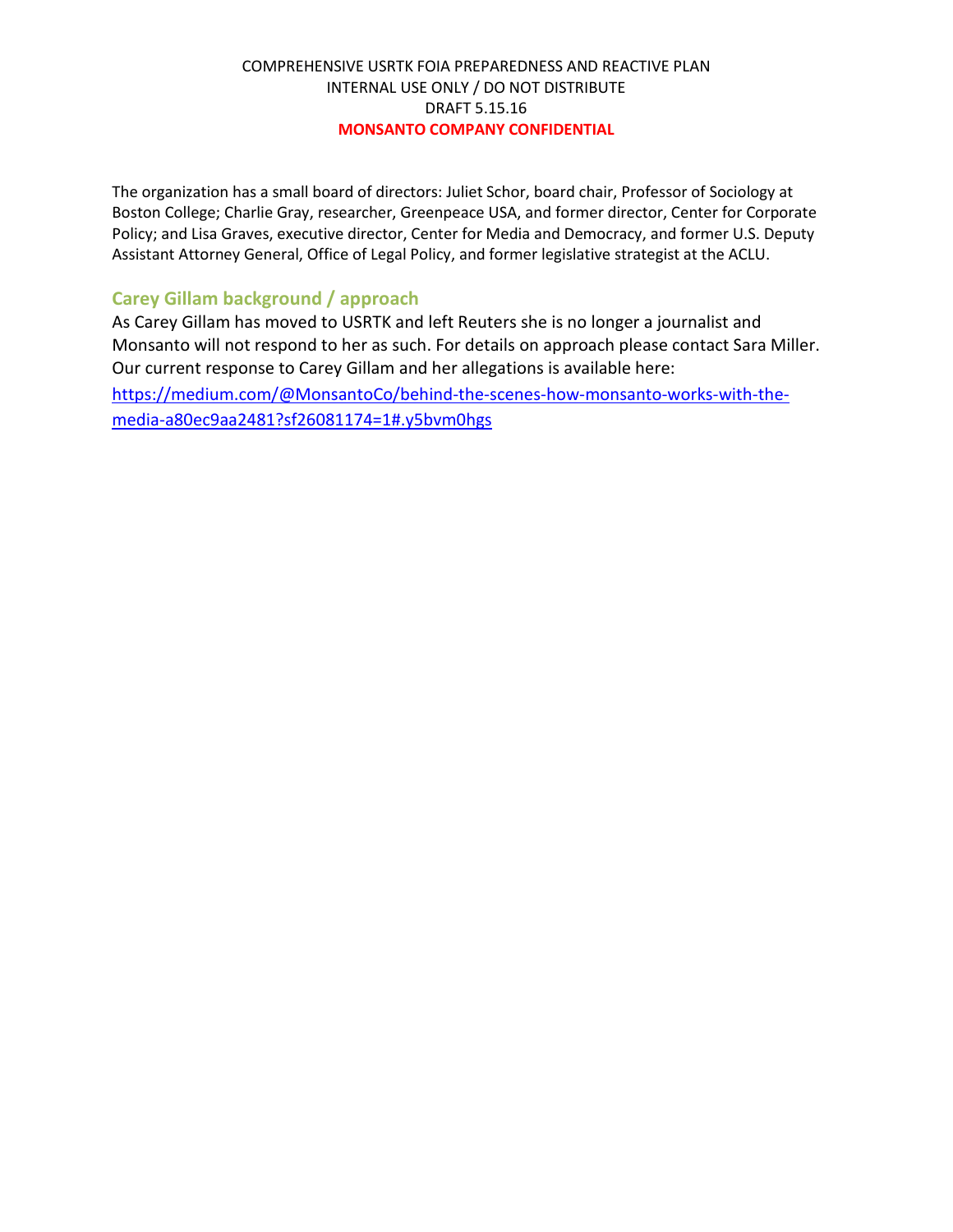The organization has a small board of directors: Juliet Schor, board chair, Professor of Sociology at Boston College; Charlie Gray, researcher, Greenpeace USA, and former director, Center for Corporate Policy; and Lisa Graves, executive director, Center for Media and Democracy, and former U.S. Deputy Assistant Attorney General, Office of Legal Policy, and former legislative strategist at the ACLU.

## Carey Gillam background / approach

As Carey Gillam has moved to USRTK and left Reuters she is no longer a journalist and Monsanto will not respond to her as such. For details on approach please contact Sara Miller. Our current response to Carey Gillam and her allegations is available here:

https://medium.com/@MonsantoCo/behind-the-scenes-how-monsanto-works-with-the-media-a80ec9aa2481?sf26081174=1#.y5bvm0hgs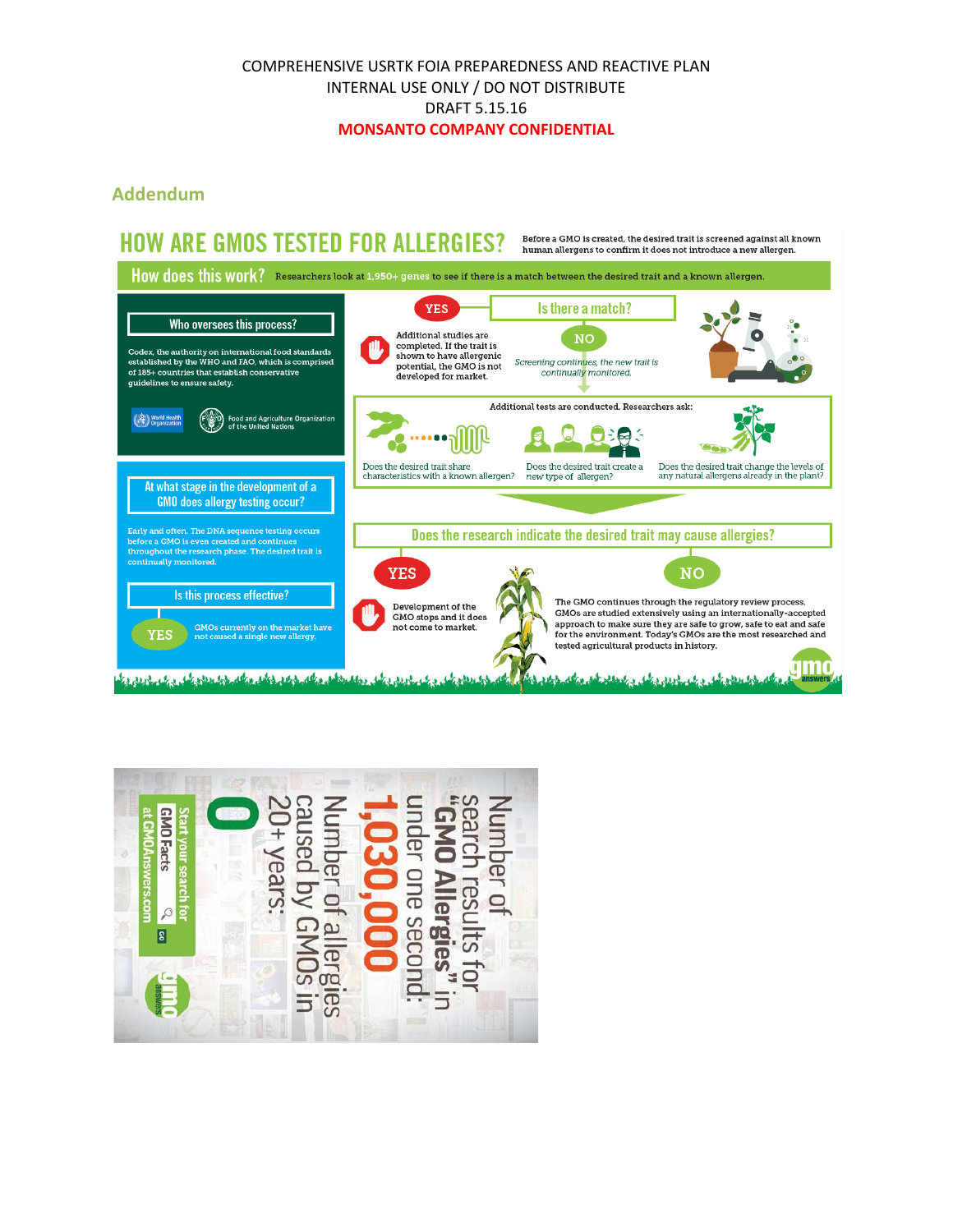COMPREHENSIVE USRTK FOIA PREPAREDNESS AND REACTIVE PLAN
INTERNAL USE ONLY / DO NOT DISTRIBUTE
DRAFT 5.15.16
**MONSANTO COMPANY CONFIDENTIAL**

## Addendum

# HOW ARE GMOS TESTED FOR ALLERGIES?

Before a GMO is created, the desired trait is screened against all known human allergens to confirm it does not introduce a new allergen.

## How does this work?

Researchers look at 1,950+ genes to see if there is a match between the desired trait and a known allergen.

### Who oversees this process?

Codex, the authority on international food standards established by the WHO and FAO, which is comprised of 185+ countries that establish conservative guidelines to ensure safety.

World Health Organization

Food and Agriculture Organization of the United Nations

### At what stage in the development of a GMO does allergy testing occur?

Early and often. The DNA sequence testing occurs before a GMO is even created and continues throughout the research phase. The desired trait is continually monitored.

### Is this process effective?

YES — GMOs currently on the market have not caused a single new allergy.

### Is there a match?

YES — Additional studies are completed. If the trait is shown to have allergenic potential, the GMO is not developed for market.

NO — Screening continues, the new trait is continually monitored.

Additional tests are conducted. Researchers ask:

- Does the desired trait share characteristics with a known allergen?
- Does the desired trait create a new type of allergen?
- Does the desired trait change the levels of any natural allergens already in the plant?

### Does the research indicate the desired trait may cause allergies?

YES — Development of the GMO stops and it does not come to market.

NO — The GMO continues through the regulatory review process. GMOs are studied extensively using an internationally-accepted approach to make sure they are safe to grow, safe to eat and safe for the environment. Today's GMOs are the most researched and tested agricultural products in history.

gmo answers

Number of search results for "GMO Allergies" in under one second:

**1,030,000**

Number of allergies caused by GMOs in 20+ years:

**0**

Start your search for GMO Facts at GMOAnswers.com

gmo answers